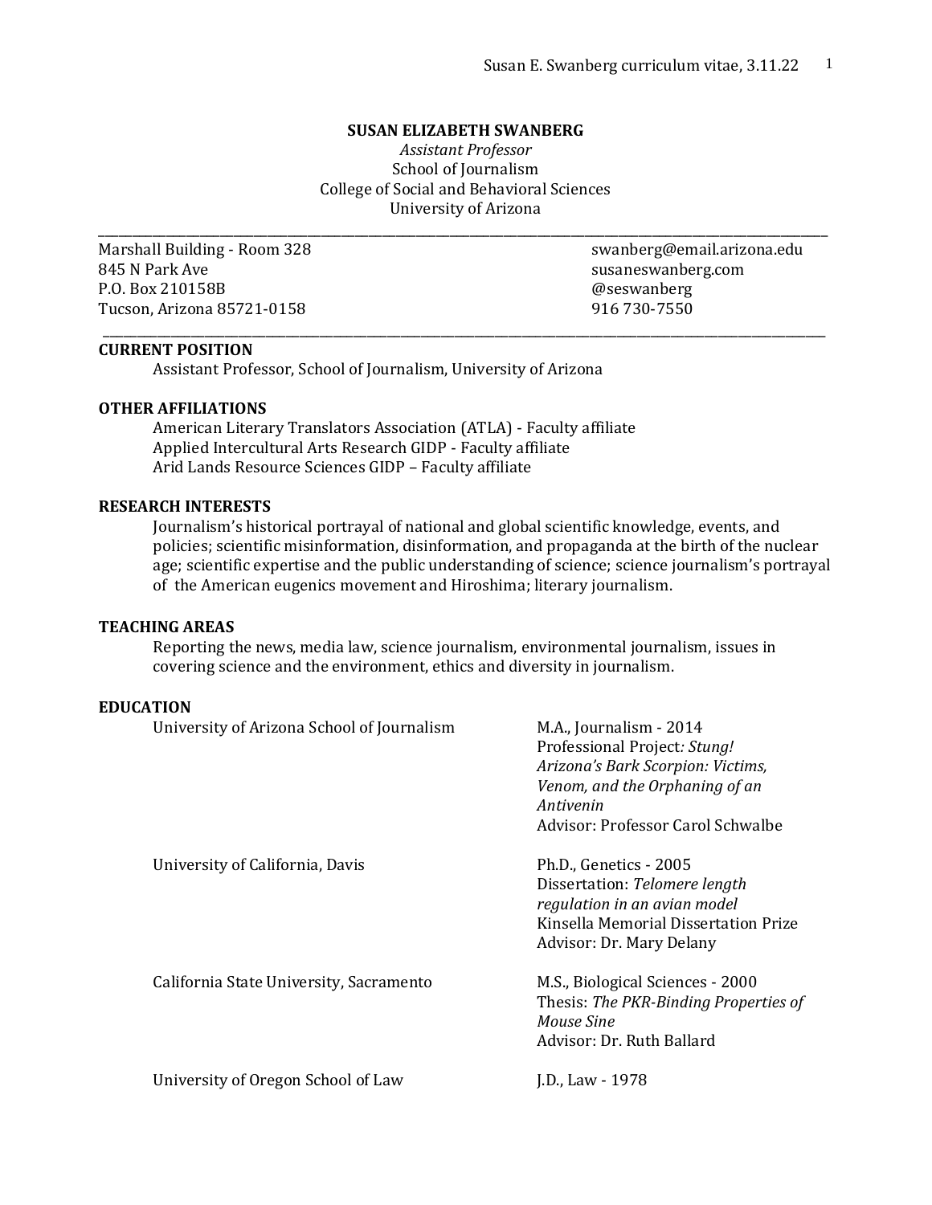# SUSAN ELIZABETH SWANBERG

*Assistant Professor*
School of Journalism
College of Social and Behavioral Sciences
University of Arizona

---

Marshall Building - Room 328
845 N Park Ave
P.O. Box 210158B
Tucson, Arizona 85721-0158

swanberg@email.arizona.edu
susaneswanberg.com
@seswanberg
916 730-7550

---

## CURRENT POSITION

Assistant Professor, School of Journalism, University of Arizona

## OTHER AFFILIATIONS

American Literary Translators Association (ATLA) - Faculty affiliate
Applied Intercultural Arts Research GIDP - Faculty affiliate
Arid Lands Resource Sciences GIDP – Faculty affiliate

## RESEARCH INTERESTS

Journalism's historical portrayal of national and global scientific knowledge, events, and policies; scientific misinformation, disinformation, and propaganda at the birth of the nuclear age; scientific expertise and the public understanding of science; science journalism's portrayal of the American eugenics movement and Hiroshima; literary journalism.

## TEACHING AREAS

Reporting the news, media law, science journalism, environmental journalism, issues in covering science and the environment, ethics and diversity in journalism.

## EDUCATION

**University of Arizona School of Journalism**
M.A., Journalism - 2014
Professional Project*: Stung! Arizona's Bark Scorpion: Victims, Venom, and the Orphaning of an Antivenin*
Advisor: Professor Carol Schwalbe

**University of California, Davis**
Ph.D., Genetics - 2005
Dissertation: *Telomere length regulation in an avian model*
Kinsella Memorial Dissertation Prize
Advisor: Dr. Mary Delany

**California State University, Sacramento**
M.S., Biological Sciences - 2000
Thesis: *The PKR-Binding Properties of Mouse Sine*
Advisor: Dr. Ruth Ballard

**University of Oregon School of Law**
J.D., Law - 1978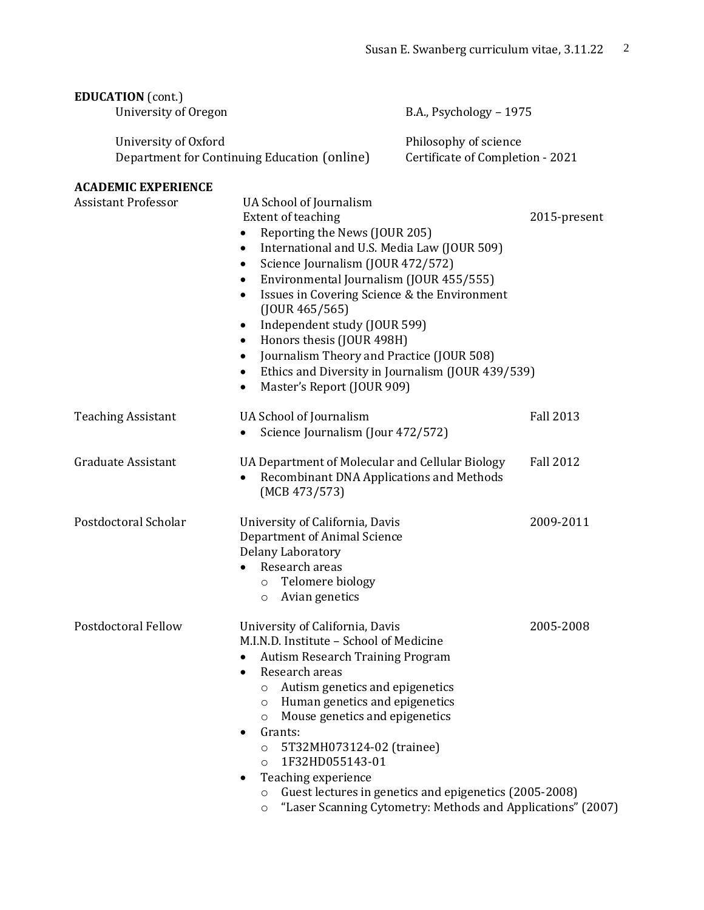**EDUCATION** (cont.)

University of Oregon — B.A., Psychology – 1975

University of Oxford
Department for Continuing Education (online) — Philosophy of science
Certificate of Completion - 2021

**ACADEMIC EXPERIENCE**

**Assistant Professor** — UA School of Journalism — 2015-present

Extent of teaching

- Reporting the News (JOUR 205)
- International and U.S. Media Law (JOUR 509)
- Science Journalism (JOUR 472/572)
- Environmental Journalism (JOUR 455/555)
- Issues in Covering Science & the Environment (JOUR 465/565)
- Independent study (JOUR 599)
- Honors thesis (JOUR 498H)
- Journalism Theory and Practice (JOUR 508)
- Ethics and Diversity in Journalism (JOUR 439/539)
- Master's Report (JOUR 909)

**Teaching Assistant** — UA School of Journalism — Fall 2013

- Science Journalism (Jour 472/572)

**Graduate Assistant** — UA Department of Molecular and Cellular Biology — Fall 2012

- Recombinant DNA Applications and Methods (MCB 473/573)

**Postdoctoral Scholar** — University of California, Davis — 2009-2011

Department of Animal Science
Delany Laboratory

- Research areas
  - Telomere biology
  - Avian genetics

**Postdoctoral Fellow** — University of California, Davis — 2005-2008

M.I.N.D. Institute – School of Medicine

- Autism Research Training Program
- Research areas
  - Autism genetics and epigenetics
  - Human genetics and epigenetics
  - Mouse genetics and epigenetics
- Grants:
  - 5T32MH073124-02 (trainee)
  - 1F32HD055143-01
- Teaching experience
  - Guest lectures in genetics and epigenetics (2005-2008)
  - "Laser Scanning Cytometry: Methods and Applications" (2007)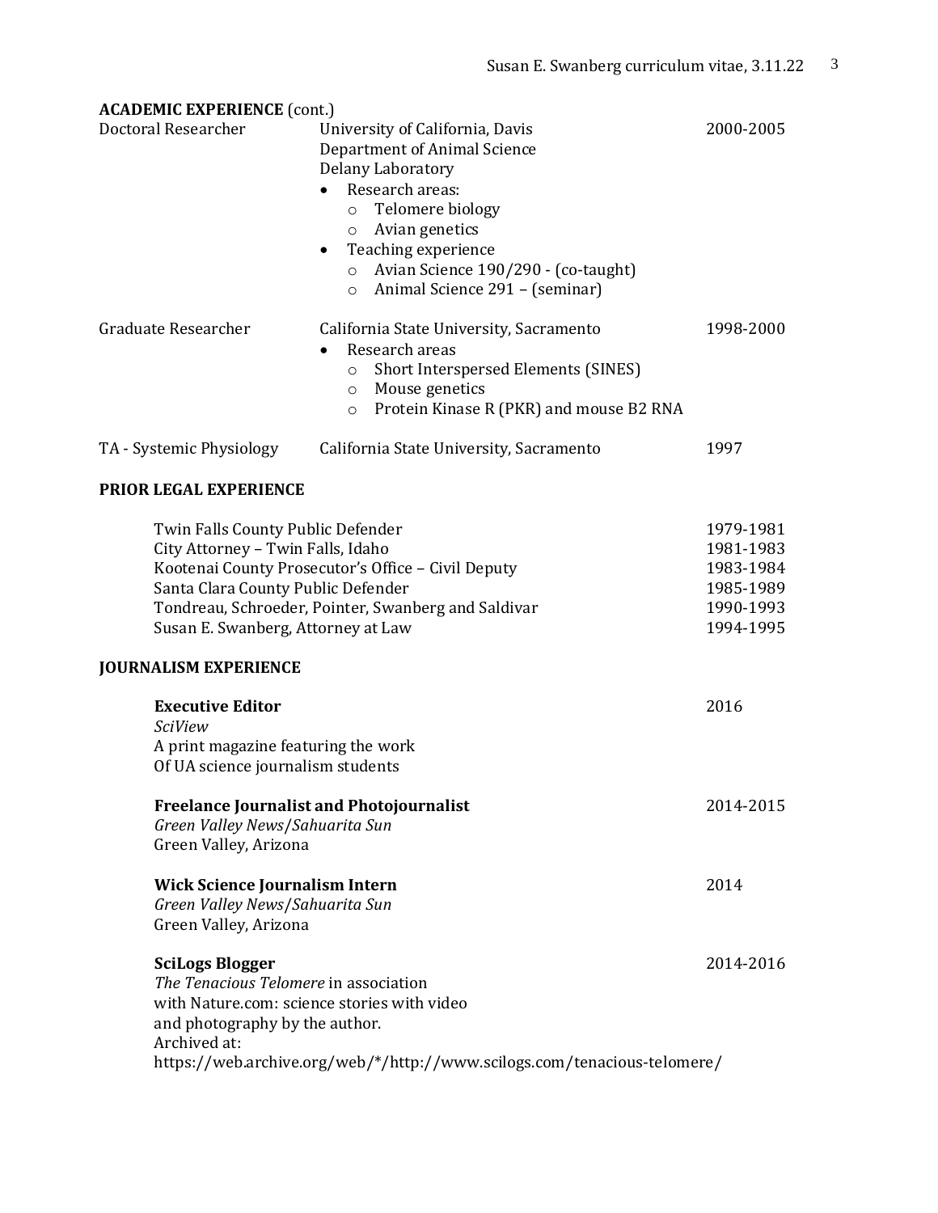**ACADEMIC EXPERIENCE** (cont.)

Doctoral Researcher — University of California, Davis — 2000-2005
Department of Animal Science
Delany Laboratory

- Research areas:
  - Telomere biology
  - Avian genetics
- Teaching experience
  - Avian Science 190/290 - (co-taught)
  - Animal Science 291 – (seminar)

Graduate Researcher — California State University, Sacramento — 1998-2000

- Research areas
  - Short Interspersed Elements (SINES)
  - Mouse genetics
  - Protein Kinase R (PKR) and mouse B2 RNA

TA - Systemic Physiology — California State University, Sacramento — 1997

**PRIOR LEGAL EXPERIENCE**

| | |
|---|---|
| Twin Falls County Public Defender | 1979-1981 |
| City Attorney – Twin Falls, Idaho | 1981-1983 |
| Kootenai County Prosecutor's Office – Civil Deputy | 1983-1984 |
| Santa Clara County Public Defender | 1985-1989 |
| Tondreau, Schroeder, Pointer, Swanberg and Saldivar | 1990-1993 |
| Susan E. Swanberg, Attorney at Law | 1994-1995 |

**JOURNALISM EXPERIENCE**

**Executive Editor** — 2016
*SciView*
A print magazine featuring the work
Of UA science journalism students

**Freelance Journalist and Photojournalist** — 2014-2015
*Green Valley News*/*Sahuarita Sun*
Green Valley, Arizona

**Wick Science Journalism Intern** — 2014
*Green Valley News*/*Sahuarita Sun*
Green Valley, Arizona

**SciLogs Blogger** — 2014-2016
*The Tenacious Telomere* in association
with Nature.com: science stories with video
and photography by the author.
Archived at:
https://web.archive.org/web/*/http://www.scilogs.com/tenacious-telomere/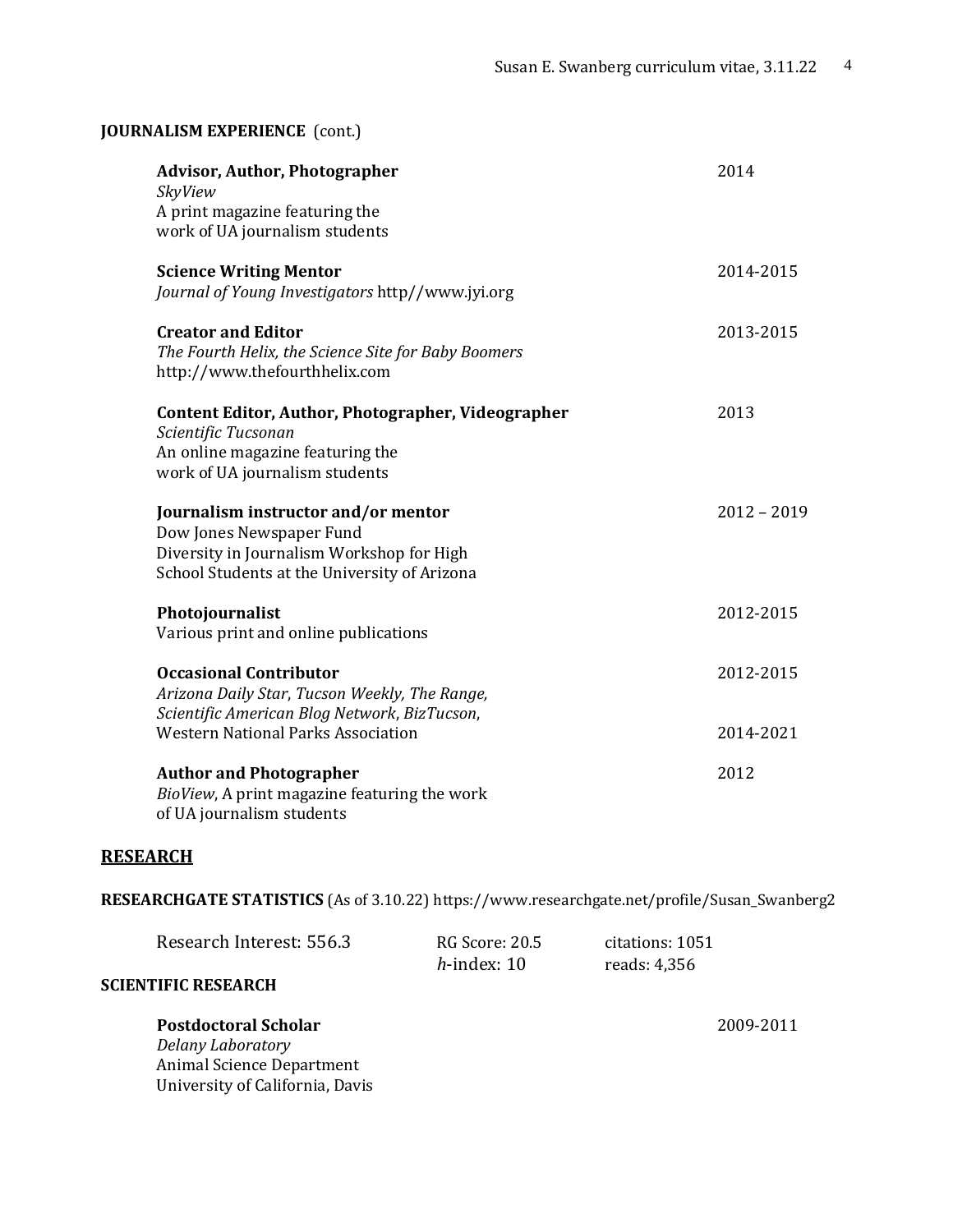**JOURNALISM EXPERIENCE** (cont.)

**Advisor, Author, Photographer** — 2014
*SkyView*
A print magazine featuring the work of UA journalism students

**Science Writing Mentor** — 2014-2015
*Journal of Young Investigators* http//www.jyi.org

**Creator and Editor** — 2013-2015
*The Fourth Helix, the Science Site for Baby Boomers*
http://www.thefourthhelix.com

**Content Editor, Author, Photographer, Videographer** — 2013
*Scientific Tucsonan*
An online magazine featuring the work of UA journalism students

**Journalism instructor and/or mentor** — 2012 – 2019
Dow Jones Newspaper Fund
Diversity in Journalism Workshop for High School Students at the University of Arizona

**Photojournalist** — 2012-2015
Various print and online publications

**Occasional Contributor** — 2012-2015
*Arizona Daily Star*, *Tucson Weekly*, *The Range*, *Scientific American Blog Network*, *BizTucson*,
Western National Parks Association — 2014-2021

**Author and Photographer** — 2012
*BioView*, A print magazine featuring the work of UA journalism students

## RESEARCH

**RESEARCHGATE STATISTICS** (As of 3.10.22) https://www.researchgate.net/profile/Susan_Swanberg2

| Research Interest: 556.3 | RG Score: 20.5 | citations: 1051 |
| --- | --- | --- |
| | *h*-index: 10 | reads: 4,356 |

**SCIENTIFIC RESEARCH**

**Postdoctoral Scholar** — 2009-2011
*Delany Laboratory*
Animal Science Department
University of California, Davis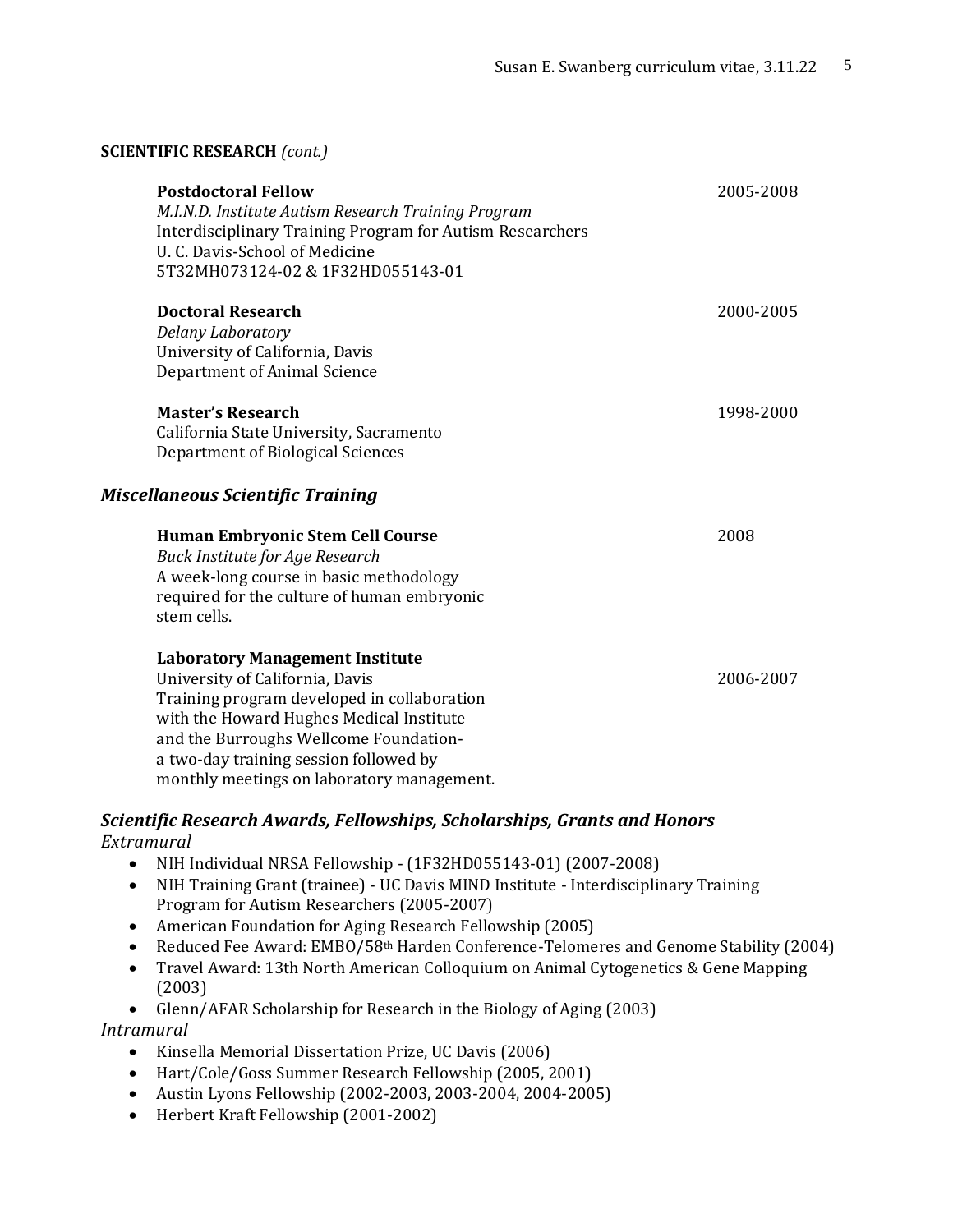**SCIENTIFIC RESEARCH** *(cont.)*

**Postdoctoral Fellow** 2005-2008
*M.I.N.D. Institute Autism Research Training Program*
Interdisciplinary Training Program for Autism Researchers
U. C. Davis-School of Medicine
5T32MH073124-02 & 1F32HD055143-01

**Doctoral Research** 2000-2005
*Delany Laboratory*
University of California, Davis
Department of Animal Science

**Master's Research** 1998-2000
California State University, Sacramento
Department of Biological Sciences

### *Miscellaneous Scientific Training*

**Human Embryonic Stem Cell Course** 2008
*Buck Institute for Age Research*
A week-long course in basic methodology required for the culture of human embryonic stem cells.

**Laboratory Management Institute**
University of California, Davis 2006-2007
Training program developed in collaboration with the Howard Hughes Medical Institute and the Burroughs Wellcome Foundation- a two-day training session followed by monthly meetings on laboratory management.

### *Scientific Research Awards, Fellowships, Scholarships, Grants and Honors*

*Extramural*

- NIH Individual NRSA Fellowship - (1F32HD055143-01) (2007-2008)
- NIH Training Grant (trainee) - UC Davis MIND Institute - Interdisciplinary Training Program for Autism Researchers (2005-2007)
- American Foundation for Aging Research Fellowship (2005)
- Reduced Fee Award: EMBO/58th Harden Conference-Telomeres and Genome Stability (2004)
- Travel Award: 13th North American Colloquium on Animal Cytogenetics & Gene Mapping (2003)
- Glenn/AFAR Scholarship for Research in the Biology of Aging (2003)

*Intramural*

- Kinsella Memorial Dissertation Prize, UC Davis (2006)
- Hart/Cole/Goss Summer Research Fellowship (2005, 2001)
- Austin Lyons Fellowship (2002-2003, 2003-2004, 2004-2005)
- Herbert Kraft Fellowship (2001-2002)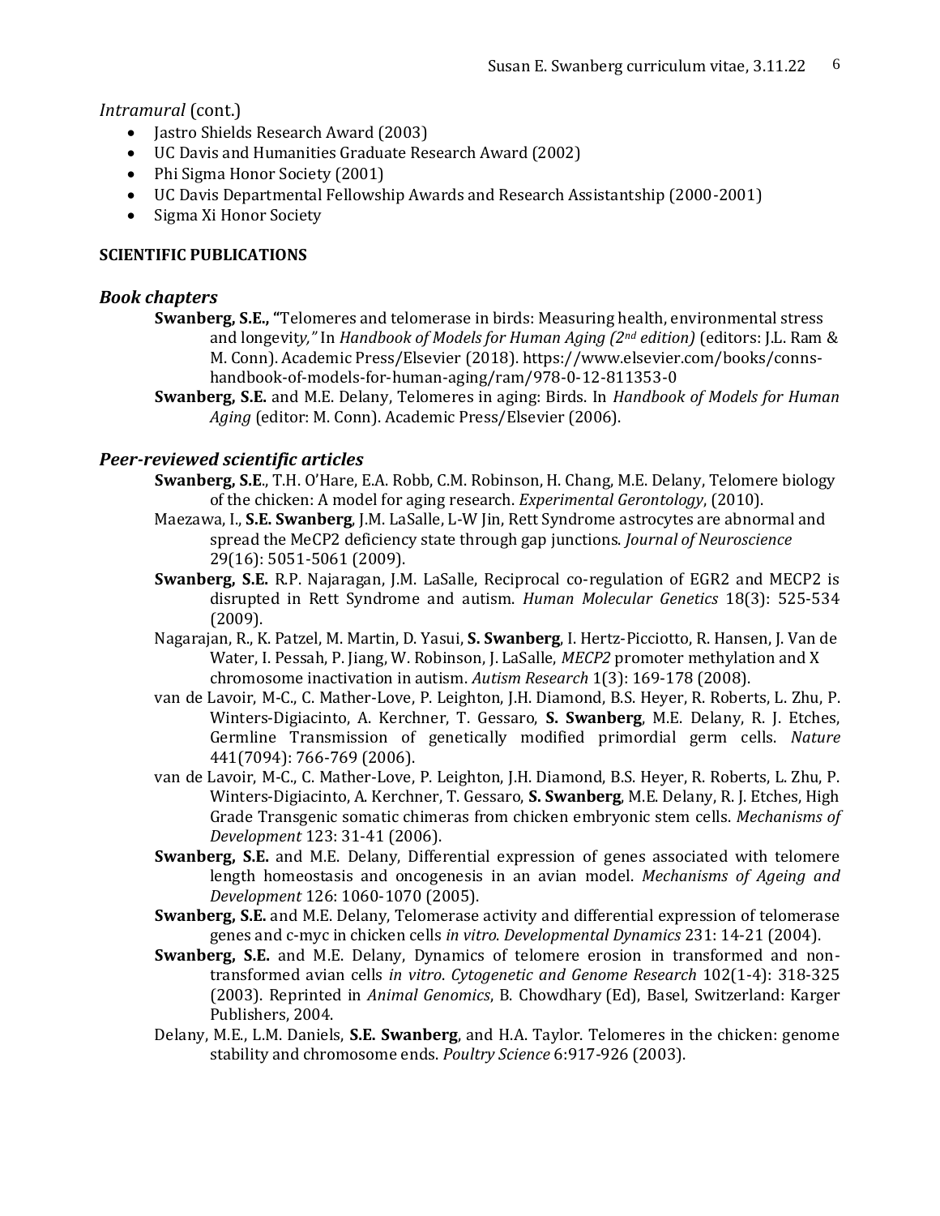*Intramural* (cont.)

- Jastro Shields Research Award (2003)
- UC Davis and Humanities Graduate Research Award (2002)
- Phi Sigma Honor Society (2001)
- UC Davis Departmental Fellowship Awards and Research Assistantship (2000-2001)
- Sigma Xi Honor Society

**SCIENTIFIC PUBLICATIONS**

### *Book chapters*

**Swanberg, S.E., "**Telomeres and telomerase in birds: Measuring health, environmental stress and longevit*y,"* In *Handbook of Models for Human Aging (2nd edition)* (editors: J.L. Ram & M. Conn). Academic Press/Elsevier (2018). https://www.elsevier.com/books/conns-handbook-of-models-for-human-aging/ram/978-0-12-811353-0

**Swanberg, S.E.** and M.E. Delany, Telomeres in aging: Birds. In *Handbook of Models for Human Aging* (editor: M. Conn). Academic Press/Elsevier (2006).

### *Peer-reviewed scientific articles*

**Swanberg, S.E**., T.H. O'Hare, E.A. Robb, C.M. Robinson, H. Chang, M.E. Delany, Telomere biology of the chicken: A model for aging research. *Experimental Gerontology*, (2010).

Maezawa, I., **S.E. Swanberg**, J.M. LaSalle, L-W Jin, Rett Syndrome astrocytes are abnormal and spread the MeCP2 deficiency state through gap junctions. *Journal of Neuroscience* 29(16): 5051-5061 (2009).

**Swanberg, S.E.** R.P. Najaragan, J.M. LaSalle, Reciprocal co-regulation of EGR2 and MECP2 is disrupted in Rett Syndrome and autism. *Human Molecular Genetics* 18(3): 525-534 (2009).

Nagarajan, R., K. Patzel, M. Martin, D. Yasui, **S. Swanberg**, I. Hertz-Picciotto, R. Hansen, J. Van de Water, I. Pessah, P. Jiang, W. Robinson, J. LaSalle, *MECP2* promoter methylation and X chromosome inactivation in autism. *Autism Research* 1(3): 169-178 (2008).

van de Lavoir, M-C., C. Mather-Love, P. Leighton, J.H. Diamond, B.S. Heyer, R. Roberts, L. Zhu, P. Winters-Digiacinto, A. Kerchner, T. Gessaro, **S. Swanberg**, M.E. Delany, R. J. Etches, Germline Transmission of genetically modified primordial germ cells. *Nature* 441(7094): 766-769 (2006).

van de Lavoir, M-C., C. Mather-Love, P. Leighton, J.H. Diamond, B.S. Heyer, R. Roberts, L. Zhu, P. Winters-Digiacinto, A. Kerchner, T. Gessaro, **S. Swanberg**, M.E. Delany, R. J. Etches, High Grade Transgenic somatic chimeras from chicken embryonic stem cells. *Mechanisms of Development* 123: 31-41 (2006).

**Swanberg, S.E.** and M.E. Delany, Differential expression of genes associated with telomere length homeostasis and oncogenesis in an avian model. *Mechanisms of Ageing and Development* 126: 1060-1070 (2005).

**Swanberg, S.E.** and M.E. Delany, Telomerase activity and differential expression of telomerase genes and c-myc in chicken cells *in vitro*. *Developmental Dynamics* 231: 14-21 (2004).

**Swanberg, S.E.** and M.E. Delany, Dynamics of telomere erosion in transformed and non-transformed avian cells *in vitro*. *Cytogenetic and Genome Research* 102(1-4): 318-325 (2003). Reprinted in *Animal Genomics*, B. Chowdhary (Ed), Basel, Switzerland: Karger Publishers, 2004.

Delany, M.E., L.M. Daniels, **S.E. Swanberg**, and H.A. Taylor. Telomeres in the chicken: genome stability and chromosome ends. *Poultry Science* 6:917-926 (2003).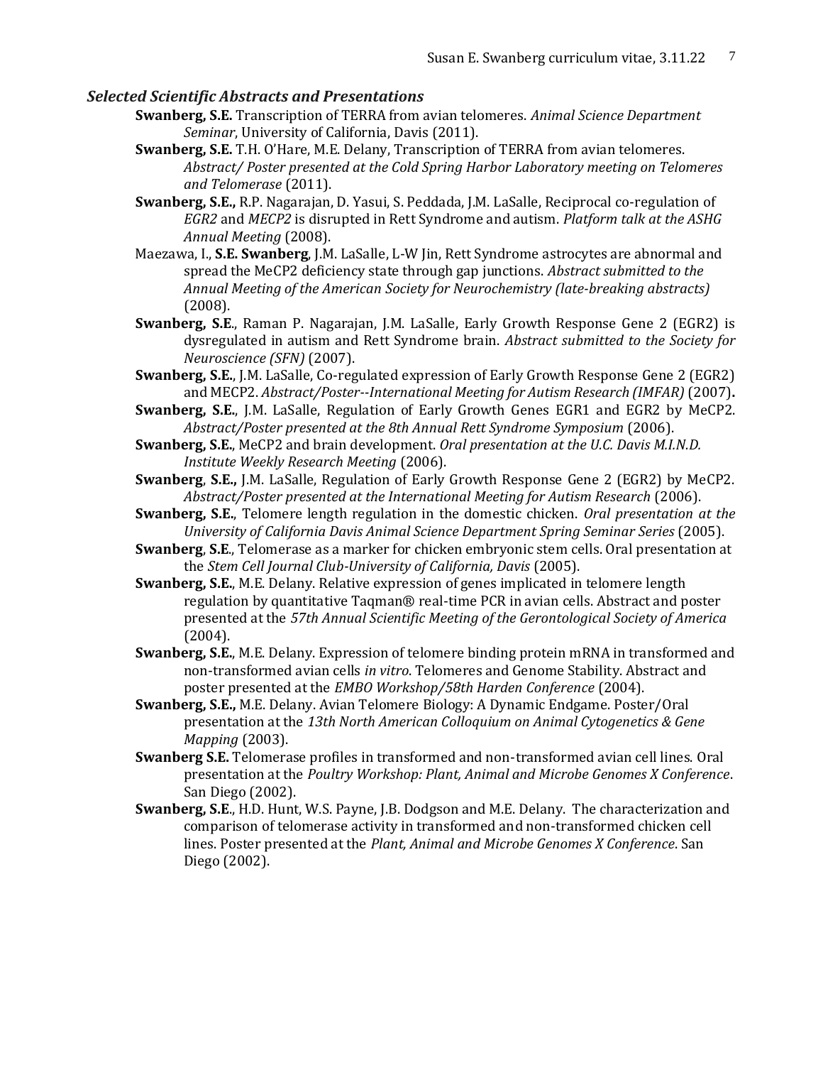### *Selected Scientific Abstracts and Presentations*

**Swanberg, S.E.** Transcription of TERRA from avian telomeres. *Animal Science Department Seminar*, University of California, Davis (2011).

**Swanberg, S.E.** T.H. O'Hare, M.E. Delany, Transcription of TERRA from avian telomeres. *Abstract/ Poster presented at the Cold Spring Harbor Laboratory meeting on Telomeres and Telomerase* (2011).

**Swanberg, S.E.,** R.P. Nagarajan, D. Yasui, S. Peddada, J.M. LaSalle, Reciprocal co-regulation of *EGR2* and *MECP2* is disrupted in Rett Syndrome and autism. *Platform talk at the ASHG Annual Meeting* (2008).

Maezawa, I., **S.E. Swanberg**, J.M. LaSalle, L-W Jin, Rett Syndrome astrocytes are abnormal and spread the MeCP2 deficiency state through gap junctions. *Abstract submitted to the Annual Meeting of the American Society for Neurochemistry (late-breaking abstracts)* (2008).

**Swanberg, S.E**., Raman P. Nagarajan, J.M. LaSalle, Early Growth Response Gene 2 (EGR2) is dysregulated in autism and Rett Syndrome brain. *Abstract submitted to the Society for Neuroscience (SFN)* (2007).

**Swanberg, S.E.**, J.M. LaSalle, Co-regulated expression of Early Growth Response Gene 2 (EGR2) and MECP2. *Abstract/Poster--International Meeting for Autism Research (IMFAR)* (2007)**.**

**Swanberg, S.E.**, J.M. LaSalle, Regulation of Early Growth Genes EGR1 and EGR2 by MeCP2. *Abstract/Poster presented at the 8th Annual Rett Syndrome Symposium* (2006).

**Swanberg, S.E.**, MeCP2 and brain development. *Oral presentation at the U.C. Davis M.I.N.D. Institute Weekly Research Meeting* (2006).

**Swanberg**, **S.E.,** J.M. LaSalle, Regulation of Early Growth Response Gene 2 (EGR2) by MeCP2. *Abstract/Poster presented at the International Meeting for Autism Research* (2006).

**Swanberg, S.E.**, Telomere length regulation in the domestic chicken. *Oral presentation at the University of California Davis Animal Science Department Spring Seminar Series* (2005).

**Swanberg**, **S.E**., Telomerase as a marker for chicken embryonic stem cells. Oral presentation at the *Stem Cell Journal Club-University of California, Davis* (2005).

**Swanberg, S.E.**, M.E. Delany. Relative expression of genes implicated in telomere length regulation by quantitative Taqman® real-time PCR in avian cells. Abstract and poster presented at the *57th Annual Scientific Meeting of the Gerontological Society of America* (2004).

**Swanberg, S.E.**, M.E. Delany. Expression of telomere binding protein mRNA in transformed and non-transformed avian cells *in vitro*. Telomeres and Genome Stability. Abstract and poster presented at the *EMBO Workshop/58th Harden Conference* (2004).

**Swanberg, S.E.,** M.E. Delany. Avian Telomere Biology: A Dynamic Endgame. Poster/Oral presentation at the *13th North American Colloquium on Animal Cytogenetics & Gene Mapping* (2003).

**Swanberg S.E.** Telomerase profiles in transformed and non-transformed avian cell lines. Oral presentation at the *Poultry Workshop: Plant, Animal and Microbe Genomes X Conference*. San Diego (2002).

**Swanberg, S.E**., H.D. Hunt, W.S. Payne, J.B. Dodgson and M.E. Delany. The characterization and comparison of telomerase activity in transformed and non-transformed chicken cell lines. Poster presented at the *Plant, Animal and Microbe Genomes X Conference*. San Diego (2002).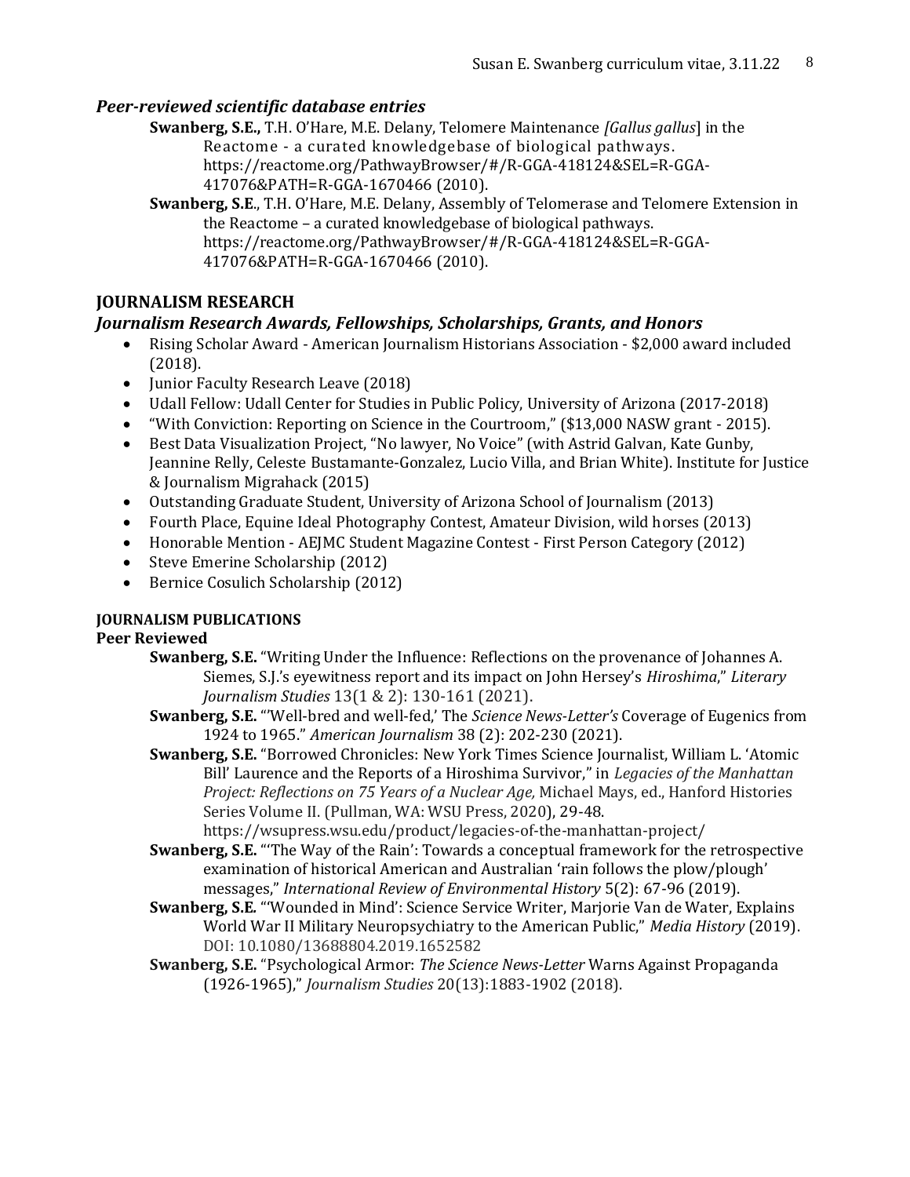### *Peer-reviewed scientific database entries*

**Swanberg, S.E.,** T.H. O'Hare, M.E. Delany, Telomere Maintenance *[Gallus gallus*] in the Reactome - a curated knowledgebase of biological pathways. https://reactome.org/PathwayBrowser/#/R-GGA-418124&SEL=R-GGA-417076&PATH=R-GGA-1670466 (2010).

**Swanberg, S.E**., T.H. O'Hare, M.E. Delany, Assembly of Telomerase and Telomere Extension in the Reactome – a curated knowledgebase of biological pathways. https://reactome.org/PathwayBrowser/#/R-GGA-418124&SEL=R-GGA-417076&PATH=R-GGA-1670466 (2010).

## JOURNALISM RESEARCH

### *Journalism Research Awards, Fellowships, Scholarships, Grants, and Honors*

- Rising Scholar Award - American Journalism Historians Association - $2,000 award included (2018).
- Junior Faculty Research Leave (2018)
- Udall Fellow: Udall Center for Studies in Public Policy, University of Arizona (2017-2018)
- "With Conviction: Reporting on Science in the Courtroom," ($13,000 NASW grant - 2015).
- Best Data Visualization Project, "No lawyer, No Voice" (with Astrid Galvan, Kate Gunby, Jeannine Relly, Celeste Bustamante-Gonzalez, Lucio Villa, and Brian White). Institute for Justice & Journalism Migrahack (2015)
- Outstanding Graduate Student, University of Arizona School of Journalism (2013)
- Fourth Place, Equine Ideal Photography Contest, Amateur Division, wild horses (2013)
- Honorable Mention - AEJMC Student Magazine Contest - First Person Category (2012)
- Steve Emerine Scholarship (2012)
- Bernice Cosulich Scholarship (2012)

#### JOURNALISM PUBLICATIONS

**Peer Reviewed**

**Swanberg, S.E.** "Writing Under the Influence: Reflections on the provenance of Johannes A. Siemes, S.J.'s eyewitness report and its impact on John Hersey's *Hiroshima*," *Literary Journalism Studies* 13(1 & 2): 130-161 (2021).

**Swanberg, S.E.** "'Well-bred and well-fed,' The *Science News-Letter's* Coverage of Eugenics from 1924 to 1965." *American Journalism* 38 (2): 202-230 (2021).

**Swanberg, S.E.** "Borrowed Chronicles: New York Times Science Journalist, William L. 'Atomic Bill' Laurence and the Reports of a Hiroshima Survivor," in *Legacies of the Manhattan Project: Reflections on 75 Years of a Nuclear Age,* Michael Mays, ed., Hanford Histories Series Volume II. (Pullman, WA: WSU Press, 2020), 29-48. https://wsupress.wsu.edu/product/legacies-of-the-manhattan-project/

**Swanberg, S.E.** "'The Way of the Rain': Towards a conceptual framework for the retrospective examination of historical American and Australian 'rain follows the plow/plough' messages," *International Review of Environmental History* 5(2): 67-96 (2019).

**Swanberg, S.E.** "'Wounded in Mind': Science Service Writer, Marjorie Van de Water, Explains World War II Military Neuropsychiatry to the American Public," *Media History* (2019). DOI: 10.1080/13688804.2019.1652582

**Swanberg, S.E.** "Psychological Armor: *The Science News-Letter* Warns Against Propaganda (1926-1965)," *Journalism Studies* 20(13):1883-1902 (2018).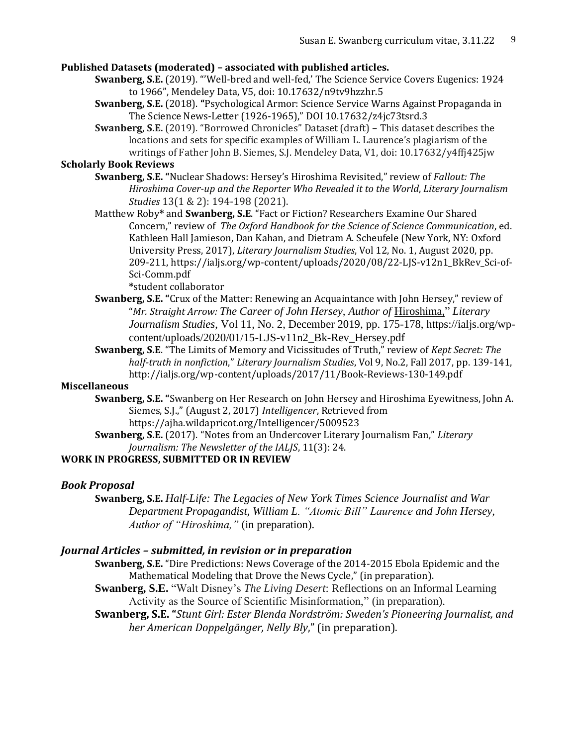**Published Datasets (moderated) – associated with published articles.**

**Swanberg, S.E.** (2019). "'Well-bred and well-fed,' The Science Service Covers Eugenics: 1924 to 1966", Mendeley Data, V5, doi: 10.17632/n9tv9hzzhr.5

**Swanberg, S.E.** (2018). **"**Psychological Armor: Science Service Warns Against Propaganda in The Science News-Letter (1926-1965)," DOI 10.17632/z4jc73tsrd.3

**Swanberg, S.E.** (2019). "Borrowed Chronicles" Dataset (draft) – This dataset describes the locations and sets for specific examples of William L. Laurence's plagiarism of the writings of Father John B. Siemes, S.J. Mendeley Data, V1, doi: 10.17632/y4ffj425jw

**Scholarly Book Reviews**

**Swanberg, S.E. "**Nuclear Shadows: Hersey's Hiroshima Revisited," review of *Fallout: The Hiroshima Cover-up and the Reporter Who Revealed it to the World*, *Literary Journalism Studies* 13(1 & 2): 194-198 (2021).

Matthew Roby* and **Swanberg, S.E**. "Fact or Fiction? Researchers Examine Our Shared Concern," review of *The Oxford Handbook for the Science of Science Communication*, ed. Kathleen Hall Jamieson, Dan Kahan, and Dietram A. Scheufele (New York, NY: Oxford University Press, 2017), *Literary Journalism Studies*, Vol 12, No. 1, August 2020, pp. 209-211, https://ialjs.org/wp-content/uploads/2020/08/22-LJS-v12n1_BkRev_Sci-of-Sci-Comm.pdf
*student collaborator

**Swanberg, S.E. "**Crux of the Matter: Renewing an Acquaintance with John Hersey," review of "*Mr. Straight Arrow: The Career of John Hersey*, *Author of* Hiroshima," *Literary Journalism Studies*, Vol 11, No. 2, December 2019, pp. 175-178, https://ialjs.org/wp-content/uploads/2020/01/15-LJS-v11n2_Bk-Rev_Hersey.pdf

**Swanberg, S.E**. "The Limits of Memory and Vicissitudes of Truth," review of *Kept Secret: The half-truth in nonfiction*," *Literary Journalism Studies*, Vol 9, No.2, Fall 2017, pp. 139-141, http://ialjs.org/wp-content/uploads/2017/11/Book-Reviews-130-149.pdf

**Miscellaneous**

**Swanberg, S.E. "**Swanberg on Her Research on John Hersey and Hiroshima Eyewitness, John A. Siemes, S.J.," (August 2, 2017) *Intelligencer*, Retrieved from https://ajha.wildapricot.org/Intelligencer/5009523

**Swanberg, S.E.** (2017). "Notes from an Undercover Literary Journalism Fan," *Literary Journalism: The Newsletter of the IALJS*, 11(3): 24.

**WORK IN PROGRESS, SUBMITTED OR IN REVIEW**

***Book Proposal***

**Swanberg, S.E.** *Half-Life: The Legacies of New York Times Science Journalist and War Department Propagandist, William L. "Atomic Bill" Laurence and John Hersey, Author of "Hiroshima,"* (in preparation).

***Journal Articles – submitted, in revision or in preparation***

**Swanberg, S.E.** "Dire Predictions: News Coverage of the 2014-2015 Ebola Epidemic and the Mathematical Modeling that Drove the News Cycle," (in preparation).

**Swanberg, S.E.** "Walt Disney's *The Living Desert*: Reflections on an Informal Learning Activity as the Source of Scientific Misinformation," (in preparation).

**Swanberg, S.E. "***Stunt Girl: Ester Blenda Nordström: Sweden's Pioneering Journalist, and her American Doppelgänger, Nelly Bly*," (in preparation).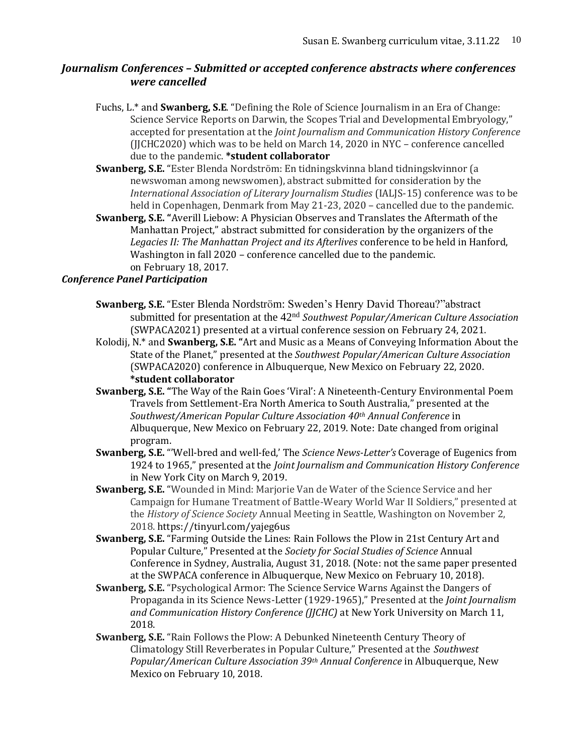### *Journalism Conferences – Submitted or accepted conference abstracts where conferences were cancelled*

Fuchs, L.* and **Swanberg, S.E**. "Defining the Role of Science Journalism in an Era of Change: Science Service Reports on Darwin, the Scopes Trial and Developmental Embryology," accepted for presentation at the *Joint Journalism and Communication History Conference* (JJCHC2020) which was to be held on March 14, 2020 in NYC – conference cancelled due to the pandemic. **\*student collaborator**

**Swanberg, S.E.** "Ester Blenda Nordström: En tidningskvinna bland tidningskvinnor (a newswoman among newswomen), abstract submitted for consideration by the *International Association of Literary Journalism Studies* (IALJS-15) conference was to be held in Copenhagen, Denmark from May 21-23, 2020 – cancelled due to the pandemic.

**Swanberg, S.E. "**Averill Liebow: A Physician Observes and Translates the Aftermath of the Manhattan Project," abstract submitted for consideration by the organizers of the *Legacies II: The Manhattan Project and its Afterlives* conference to be held in Hanford, Washington in fall 2020 – conference cancelled due to the pandemic. on February 18, 2017.

### *Conference Panel Participation*

**Swanberg, S.E.** "Ester Blenda Nordström: Sweden's Henry David Thoreau?"abstract submitted for presentation at the 42nd *Southwest Popular/American Culture Association* (SWPACA2021) presented at a virtual conference session on February 24, 2021.

Kolodij, N.* and **Swanberg, S.E. "**Art and Music as a Means of Conveying Information About the State of the Planet," presented at the *Southwest Popular/American Culture Association* (SWPACA2020) conference in Albuquerque, New Mexico on February 22, 2020. **\*student collaborator**

**Swanberg, S.E. "**The Way of the Rain Goes 'Viral': A Nineteenth-Century Environmental Poem Travels from Settlement-Era North America to South Australia," presented at the *Southwest/American Popular Culture Association 40th Annual Conference* in Albuquerque, New Mexico on February 22, 2019. Note: Date changed from original program.

**Swanberg, S.E.** "'Well-bred and well-fed,' The *Science News-Letter's* Coverage of Eugenics from 1924 to 1965," presented at the *Joint Journalism and Communication History Conference* in New York City on March 9, 2019.

**Swanberg, S.E.** "Wounded in Mind: Marjorie Van de Water of the Science Service and her Campaign for Humane Treatment of Battle-Weary World War II Soldiers," presented at the *History of Science Society* Annual Meeting in Seattle, Washington on November 2, 2018. https://tinyurl.com/yajeg6us

**Swanberg, S.E.** "Farming Outside the Lines: Rain Follows the Plow in 21st Century Art and Popular Culture," Presented at the *Society for Social Studies of Science* Annual Conference in Sydney, Australia, August 31, 2018. (Note: not the same paper presented at the SWPACA conference in Albuquerque, New Mexico on February 10, 2018).

**Swanberg, S.E.** "Psychological Armor: The Science Service Warns Against the Dangers of Propaganda in its Science News-Letter (1929-1965)," Presented at the *Joint Journalism and Communication History Conference (JJCHC)* at New York University on March 11, 2018.

**Swanberg, S.E.** "Rain Follows the Plow: A Debunked Nineteenth Century Theory of Climatology Still Reverberates in Popular Culture," Presented at the *Southwest Popular/American Culture Association 39th Annual Conference* in Albuquerque, New Mexico on February 10, 2018.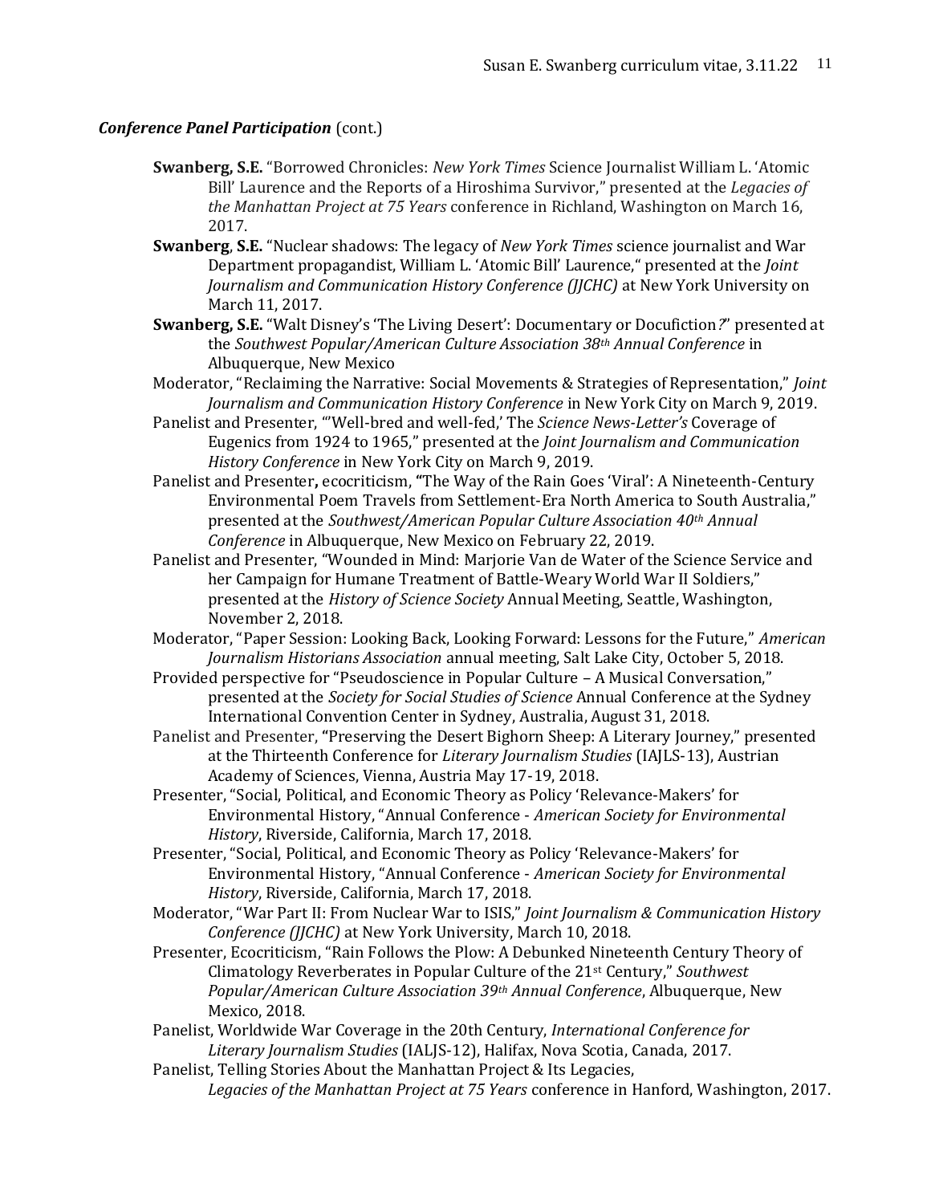***Conference Panel Participation*** (cont.)

**Swanberg, S.E.** "Borrowed Chronicles: *New York Times* Science Journalist William L. 'Atomic Bill' Laurence and the Reports of a Hiroshima Survivor," presented at the *Legacies of the Manhattan Project at 75 Years* conference in Richland, Washington on March 16, 2017.

**Swanberg**, **S.E.** "Nuclear shadows: The legacy of *New York Times* science journalist and War Department propagandist, William L. 'Atomic Bill' Laurence," presented at the *Joint Journalism and Communication History Conference (JJCHC)* at New York University on March 11, 2017.

**Swanberg, S.E.** "Walt Disney's 'The Living Desert': Documentary or Docufiction*?*" presented at the *Southwest Popular/American Culture Association 38th Annual Conference* in Albuquerque, New Mexico

Moderator, "Reclaiming the Narrative: Social Movements & Strategies of Representation," *Joint Journalism and Communication History Conference* in New York City on March 9, 2019.

Panelist and Presenter, "'Well-bred and well-fed,' The *Science News-Letter's* Coverage of Eugenics from 1924 to 1965," presented at the *Joint Journalism and Communication History Conference* in New York City on March 9, 2019.

Panelist and Presenter**,** ecocriticism, **"**The Way of the Rain Goes 'Viral': A Nineteenth-Century Environmental Poem Travels from Settlement-Era North America to South Australia," presented at the *Southwest/American Popular Culture Association 40th Annual Conference* in Albuquerque, New Mexico on February 22, 2019.

Panelist and Presenter, "Wounded in Mind: Marjorie Van de Water of the Science Service and her Campaign for Humane Treatment of Battle-Weary World War II Soldiers," presented at the *History of Science Society* Annual Meeting, Seattle, Washington, November 2, 2018.

Moderator, "Paper Session: Looking Back, Looking Forward: Lessons for the Future," *American Journalism Historians Association* annual meeting, Salt Lake City, October 5, 2018.

Provided perspective for "Pseudoscience in Popular Culture – A Musical Conversation," presented at the *Society for Social Studies of Science* Annual Conference at the Sydney International Convention Center in Sydney, Australia, August 31, 2018.

Panelist and Presenter, "Preserving the Desert Bighorn Sheep: A Literary Journey," presented at the Thirteenth Conference for *Literary Journalism Studies* (IAJLS-13), Austrian Academy of Sciences, Vienna, Austria May 17-19, 2018.

Presenter, "Social, Political, and Economic Theory as Policy 'Relevance-Makers' for Environmental History, "Annual Conference - *American Society for Environmental History*, Riverside, California, March 17, 2018.

Presenter, "Social, Political, and Economic Theory as Policy 'Relevance-Makers' for Environmental History, "Annual Conference - *American Society for Environmental History*, Riverside, California, March 17, 2018.

Moderator, "War Part II: From Nuclear War to ISIS," *Joint Journalism & Communication History Conference (JJCHC)* at New York University, March 10, 2018.

Presenter, Ecocriticism, "Rain Follows the Plow: A Debunked Nineteenth Century Theory of Climatology Reverberates in Popular Culture of the 21st Century," *Southwest Popular/American Culture Association 39th Annual Conference*, Albuquerque, New Mexico, 2018.

Panelist, Worldwide War Coverage in the 20th Century, *International Conference for Literary Journalism Studies* (IALJS-12), Halifax, Nova Scotia, Canada, 2017.

Panelist, Telling Stories About the Manhattan Project & Its Legacies, *Legacies of the Manhattan Project at 75 Years* conference in Hanford, Washington, 2017.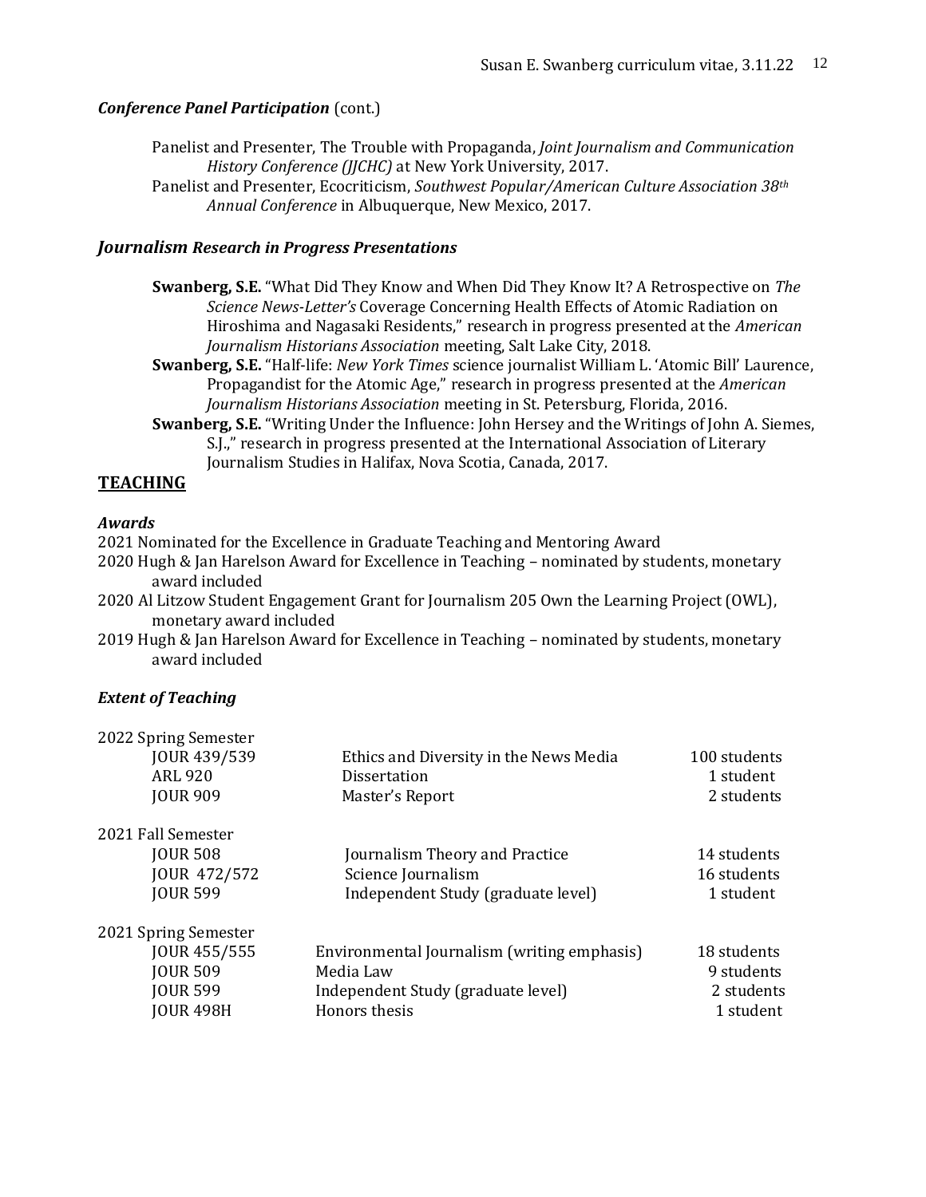### *Conference Panel Participation* (cont.)

Panelist and Presenter, The Trouble with Propaganda, *Joint Journalism and Communication History Conference (JJCHC)* at New York University, 2017.

Panelist and Presenter, Ecocriticism, *Southwest Popular/American Culture Association 38th Annual Conference* in Albuquerque, New Mexico, 2017.

### *Journalism Research in Progress Presentations*

**Swanberg, S.E.** "What Did They Know and When Did They Know It? A Retrospective on *The Science News-Letter's* Coverage Concerning Health Effects of Atomic Radiation on Hiroshima and Nagasaki Residents," research in progress presented at the *American Journalism Historians Association* meeting, Salt Lake City, 2018.

**Swanberg, S.E.** "Half-life: *New York Times* science journalist William L. 'Atomic Bill' Laurence, Propagandist for the Atomic Age," research in progress presented at the *American Journalism Historians Association* meeting in St. Petersburg, Florida, 2016.

**Swanberg, S.E.** "Writing Under the Influence: John Hersey and the Writings of John A. Siemes, S.J.," research in progress presented at the International Association of Literary Journalism Studies in Halifax, Nova Scotia, Canada, 2017.

## TEACHING

### *Awards*

2021 Nominated for the Excellence in Graduate Teaching and Mentoring Award

2020 Hugh & Jan Harelson Award for Excellence in Teaching – nominated by students, monetary award included

2020 Al Litzow Student Engagement Grant for Journalism 205 Own the Learning Project (OWL), monetary award included

2019 Hugh & Jan Harelson Award for Excellence in Teaching – nominated by students, monetary award included

### *Extent of Teaching*

| Semester | Course | Title | Students |
|---|---|---|---|
| 2022 Spring Semester | | | |
| | JOUR 439/539 | Ethics and Diversity in the News Media | 100 students |
| | ARL 920 | Dissertation | 1 student |
| | JOUR 909 | Master's Report | 2 students |
| 2021 Fall Semester | | | |
| | JOUR 508 | Journalism Theory and Practice | 14 students |
| | JOUR 472/572 | Science Journalism | 16 students |
| | JOUR 599 | Independent Study (graduate level) | 1 student |
| 2021 Spring Semester | | | |
| | JOUR 455/555 | Environmental Journalism (writing emphasis) | 18 students |
| | JOUR 509 | Media Law | 9 students |
| | JOUR 599 | Independent Study (graduate level) | 2 students |
| | JOUR 498H | Honors thesis | 1 student |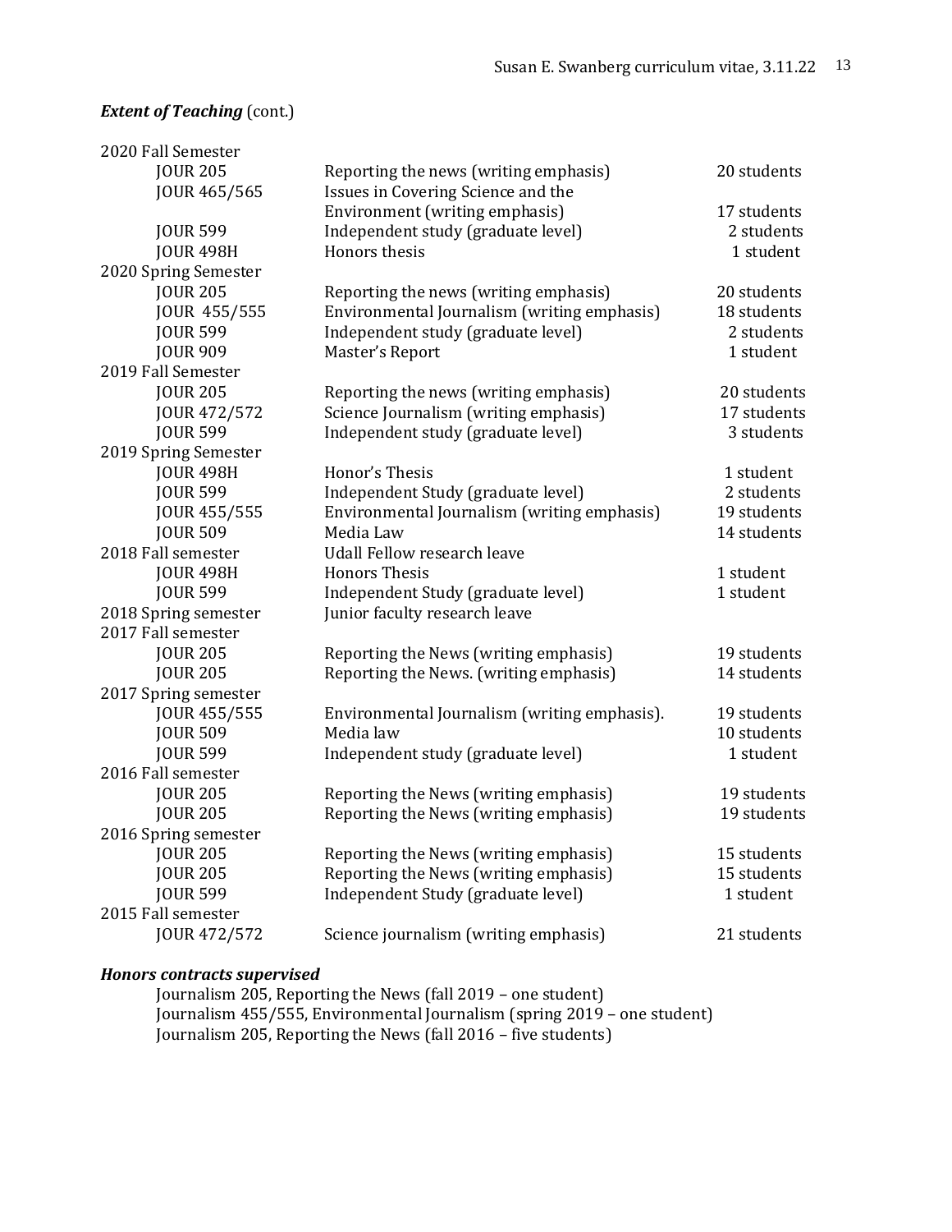***Extent of Teaching*** (cont.)

| | | |
|---|---|---|
| 2020 Fall Semester | | |
| JOUR 205 | Reporting the news (writing emphasis) | 20 students |
| JOUR 465/565 | Issues in Covering Science and the Environment (writing emphasis) | 17 students |
| JOUR 599 | Independent study (graduate level) | 2 students |
| JOUR 498H | Honors thesis | 1 student |
| 2020 Spring Semester | | |
| JOUR 205 | Reporting the news (writing emphasis) | 20 students |
| JOUR 455/555 | Environmental Journalism (writing emphasis) | 18 students |
| JOUR 599 | Independent study (graduate level) | 2 students |
| JOUR 909 | Master's Report | 1 student |
| 2019 Fall Semester | | |
| JOUR 205 | Reporting the news (writing emphasis) | 20 students |
| JOUR 472/572 | Science Journalism (writing emphasis) | 17 students |
| JOUR 599 | Independent study (graduate level) | 3 students |
| 2019 Spring Semester | | |
| JOUR 498H | Honor's Thesis | 1 student |
| JOUR 599 | Independent Study (graduate level) | 2 students |
| JOUR 455/555 | Environmental Journalism (writing emphasis) | 19 students |
| JOUR 509 | Media Law | 14 students |
| 2018 Fall semester | Udall Fellow research leave | |
| JOUR 498H | Honors Thesis | 1 student |
| JOUR 599 | Independent Study (graduate level) | 1 student |
| 2018 Spring semester | Junior faculty research leave | |
| 2017 Fall semester | | |
| JOUR 205 | Reporting the News (writing emphasis) | 19 students |
| JOUR 205 | Reporting the News. (writing emphasis) | 14 students |
| 2017 Spring semester | | |
| JOUR 455/555 | Environmental Journalism (writing emphasis). | 19 students |
| JOUR 509 | Media law | 10 students |
| JOUR 599 | Independent study (graduate level) | 1 student |
| 2016 Fall semester | | |
| JOUR 205 | Reporting the News (writing emphasis) | 19 students |
| JOUR 205 | Reporting the News (writing emphasis) | 19 students |
| 2016 Spring semester | | |
| JOUR 205 | Reporting the News (writing emphasis) | 15 students |
| JOUR 205 | Reporting the News (writing emphasis) | 15 students |
| JOUR 599 | Independent Study (graduate level) | 1 student |
| 2015 Fall semester | | |
| JOUR 472/572 | Science journalism (writing emphasis) | 21 students |

***Honors contracts supervised***

Journalism 205, Reporting the News (fall 2019 – one student)
Journalism 455/555, Environmental Journalism (spring 2019 – one student)
Journalism 205, Reporting the News (fall 2016 – five students)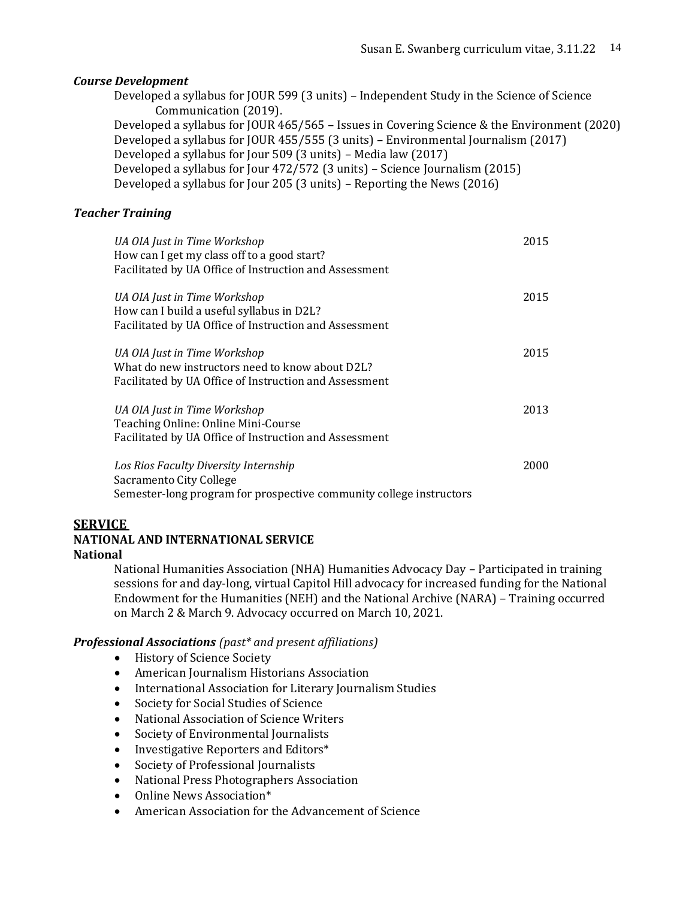### *Course Development*

Developed a syllabus for JOUR 599 (3 units) – Independent Study in the Science of Science Communication (2019).
Developed a syllabus for JOUR 465/565 – Issues in Covering Science & the Environment (2020)
Developed a syllabus for JOUR 455/555 (3 units) – Environmental Journalism (2017)
Developed a syllabus for Jour 509 (3 units) – Media law (2017)
Developed a syllabus for Jour 472/572 (3 units) – Science Journalism (2015)
Developed a syllabus for Jour 205 (3 units) – Reporting the News (2016)

### *Teacher Training*

*UA OIA Just in Time Workshop* — 2015
How can I get my class off to a good start?
Facilitated by UA Office of Instruction and Assessment

*UA OIA Just in Time Workshop* — 2015
How can I build a useful syllabus in D2L?
Facilitated by UA Office of Instruction and Assessment

*UA OIA Just in Time Workshop* — 2015
What do new instructors need to know about D2L?
Facilitated by UA Office of Instruction and Assessment

*UA OIA Just in Time Workshop* — 2013
Teaching Online: Online Mini-Course
Facilitated by UA Office of Instruction and Assessment

*Los Rios Faculty Diversity Internship* — 2000
Sacramento City College
Semester-long program for prospective community college instructors

## SERVICE

### NATIONAL AND INTERNATIONAL SERVICE

**National**

National Humanities Association (NHA) Humanities Advocacy Day – Participated in training sessions for and day-long, virtual Capitol Hill advocacy for increased funding for the National Endowment for the Humanities (NEH) and the National Archive (NARA) – Training occurred on March 2 & March 9. Advocacy occurred on March 10, 2021.

### *Professional Associations (past\* and present affiliations)*

- History of Science Society
- American Journalism Historians Association
- International Association for Literary Journalism Studies
- Society for Social Studies of Science
- National Association of Science Writers
- Society of Environmental Journalists
- Investigative Reporters and Editors*
- Society of Professional Journalists
- National Press Photographers Association
- Online News Association*
- American Association for the Advancement of Science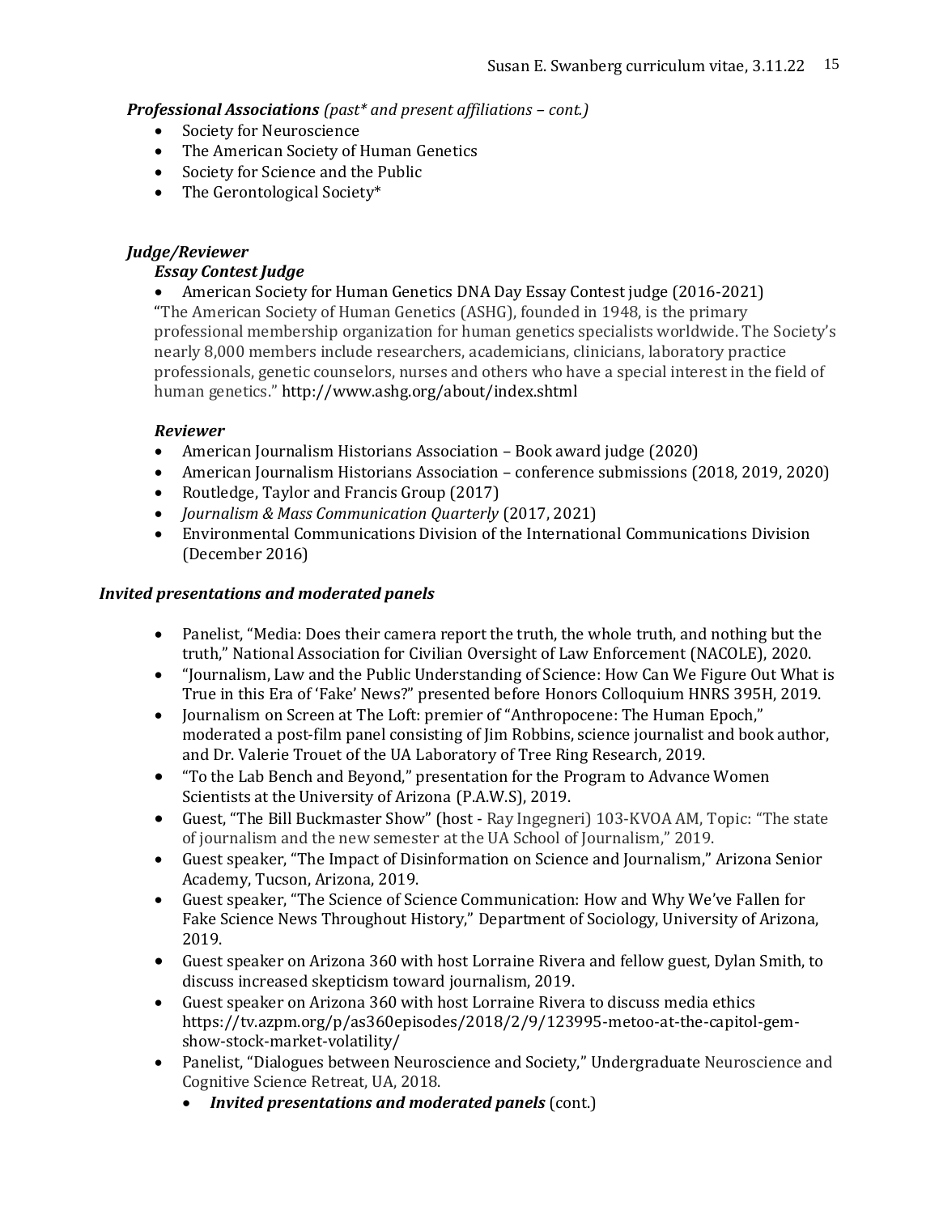***Professional Associations*** *(past\* and present affiliations – cont.)*

- Society for Neuroscience
- The American Society of Human Genetics
- Society for Science and the Public
- The Gerontological Society*

### *Judge/Reviewer*

#### *Essay Contest Judge*

- American Society for Human Genetics DNA Day Essay Contest judge (2016-2021)

"The American Society of Human Genetics (ASHG), founded in 1948, is the primary professional membership organization for human genetics specialists worldwide. The Society's nearly 8,000 members include researchers, academicians, clinicians, laboratory practice professionals, genetic counselors, nurses and others who have a special interest in the field of human genetics." http://www.ashg.org/about/index.shtml

#### *Reviewer*

- American Journalism Historians Association – Book award judge (2020)
- American Journalism Historians Association – conference submissions (2018, 2019, 2020)
- Routledge, Taylor and Francis Group (2017)
- *Journalism & Mass Communication Quarterly* (2017, 2021)
- Environmental Communications Division of the International Communications Division (December 2016)

### *Invited presentations and moderated panels*

- Panelist, "Media: Does their camera report the truth, the whole truth, and nothing but the truth," National Association for Civilian Oversight of Law Enforcement (NACOLE), 2020.
- "Journalism, Law and the Public Understanding of Science: How Can We Figure Out What is True in this Era of 'Fake' News?" presented before Honors Colloquium HNRS 395H, 2019.
- Journalism on Screen at The Loft: premier of "Anthropocene: The Human Epoch," moderated a post-film panel consisting of Jim Robbins, science journalist and book author, and Dr. Valerie Trouet of the UA Laboratory of Tree Ring Research, 2019.
- "To the Lab Bench and Beyond," presentation for the Program to Advance Women Scientists at the University of Arizona (P.A.W.S), 2019.
- Guest, "The Bill Buckmaster Show" (host - Ray Ingegneri) 103-KVOA AM, Topic: "The state of journalism and the new semester at the UA School of Journalism," 2019.
- Guest speaker, "The Impact of Disinformation on Science and Journalism," Arizona Senior Academy, Tucson, Arizona, 2019.
- Guest speaker, "The Science of Science Communication: How and Why We've Fallen for Fake Science News Throughout History," Department of Sociology, University of Arizona, 2019.
- Guest speaker on Arizona 360 with host Lorraine Rivera and fellow guest, Dylan Smith, to discuss increased skepticism toward journalism, 2019.
- Guest speaker on Arizona 360 with host Lorraine Rivera to discuss media ethics https://tv.azpm.org/p/as360episodes/2018/2/9/123995-metoo-at-the-capitol-gem-show-stock-market-volatility/
- Panelist, "Dialogues between Neuroscience and Society," Undergraduate Neuroscience and Cognitive Science Retreat, UA, 2018.
  - ***Invited presentations and moderated panels*** (cont.)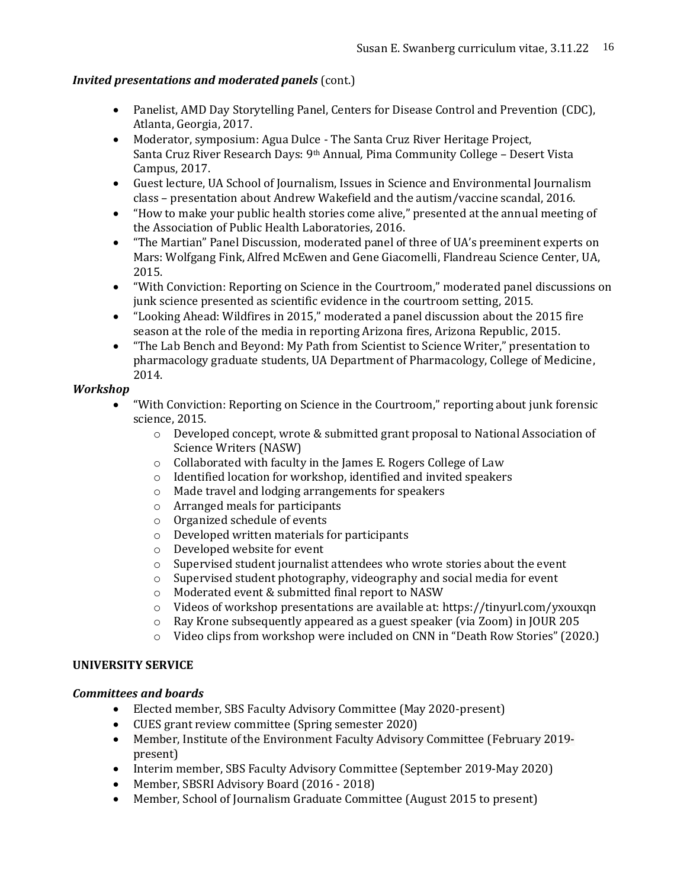***Invited presentations and moderated panels*** (cont.)

- Panelist, AMD Day Storytelling Panel, Centers for Disease Control and Prevention (CDC), Atlanta, Georgia, 2017.
- Moderator, symposium: Agua Dulce - The Santa Cruz River Heritage Project, Santa Cruz River Research Days: 9th Annual, Pima Community College – Desert Vista Campus, 2017.
- Guest lecture, UA School of Journalism, Issues in Science and Environmental Journalism class – presentation about Andrew Wakefield and the autism/vaccine scandal, 2016.
- "How to make your public health stories come alive," presented at the annual meeting of the Association of Public Health Laboratories, 2016.
- "The Martian" Panel Discussion, moderated panel of three of UA's preeminent experts on Mars: Wolfgang Fink, Alfred McEwen and Gene Giacomelli, Flandreau Science Center, UA, 2015.
- "With Conviction: Reporting on Science in the Courtroom," moderated panel discussions on junk science presented as scientific evidence in the courtroom setting, 2015.
- "Looking Ahead: Wildfires in 2015," moderated a panel discussion about the 2015 fire season at the role of the media in reporting Arizona fires, Arizona Republic, 2015.
- "The Lab Bench and Beyond: My Path from Scientist to Science Writer," presentation to pharmacology graduate students, UA Department of Pharmacology, College of Medicine, 2014.

***Workshop***

- "With Conviction: Reporting on Science in the Courtroom," reporting about junk forensic science, 2015.
  - Developed concept, wrote & submitted grant proposal to National Association of Science Writers (NASW)
  - Collaborated with faculty in the James E. Rogers College of Law
  - Identified location for workshop, identified and invited speakers
  - Made travel and lodging arrangements for speakers
  - Arranged meals for participants
  - Organized schedule of events
  - Developed written materials for participants
  - Developed website for event
  - Supervised student journalist attendees who wrote stories about the event
  - Supervised student photography, videography and social media for event
  - Moderated event & submitted final report to NASW
  - Videos of workshop presentations are available at: https://tinyurl.com/yxouxqn
  - Ray Krone subsequently appeared as a guest speaker (via Zoom) in JOUR 205
  - Video clips from workshop were included on CNN in "Death Row Stories" (2020.)

**UNIVERSITY SERVICE**

***Committees and boards***

- Elected member, SBS Faculty Advisory Committee (May 2020-present)
- CUES grant review committee (Spring semester 2020)
- Member, Institute of the Environment Faculty Advisory Committee (February 2019-present)
- Interim member, SBS Faculty Advisory Committee (September 2019-May 2020)
- Member, SBSRI Advisory Board (2016 - 2018)
- Member, School of Journalism Graduate Committee (August 2015 to present)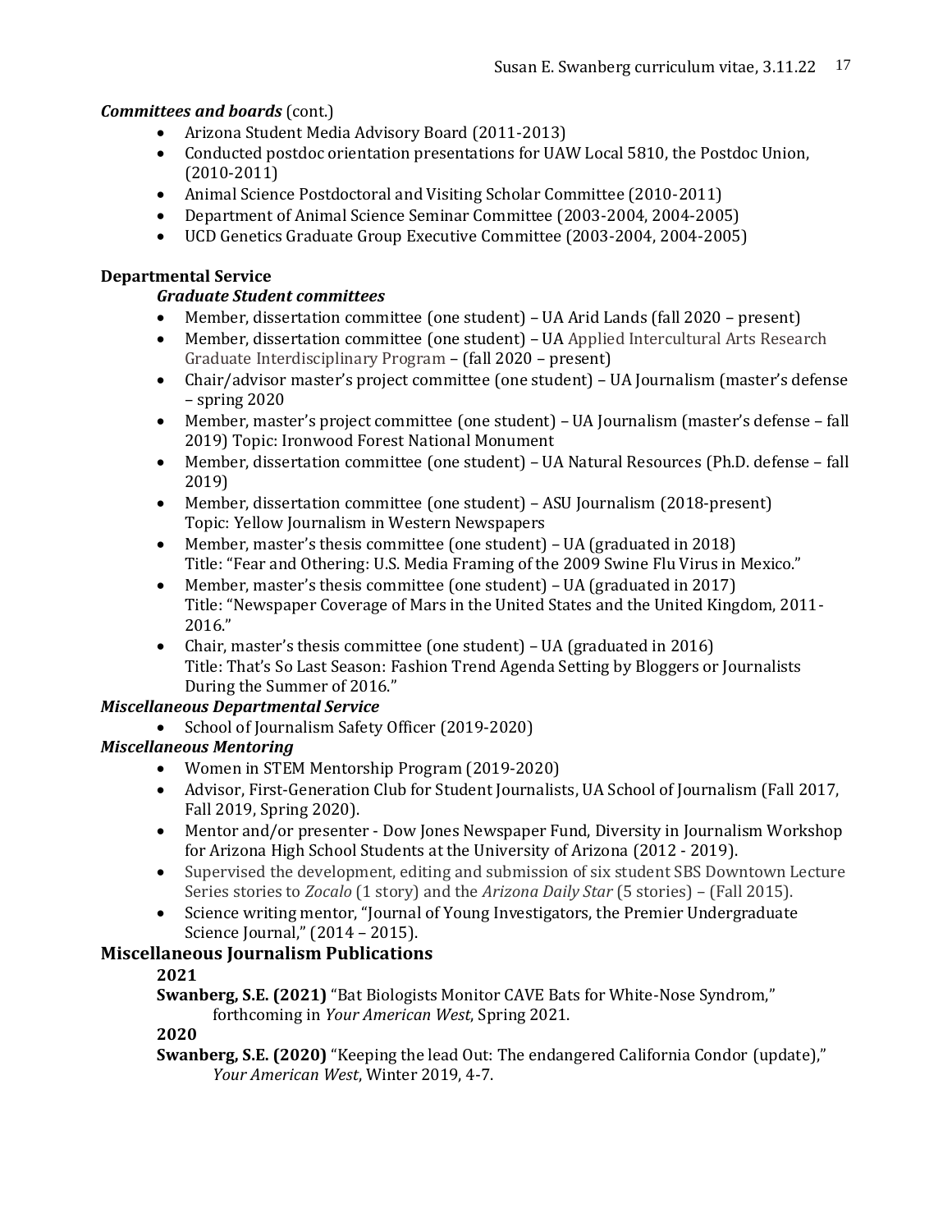***Committees and boards*** (cont.)

- Arizona Student Media Advisory Board (2011-2013)
- Conducted postdoc orientation presentations for UAW Local 5810, the Postdoc Union, (2010-2011)
- Animal Science Postdoctoral and Visiting Scholar Committee (2010-2011)
- Department of Animal Science Seminar Committee (2003-2004, 2004-2005)
- UCD Genetics Graduate Group Executive Committee (2003-2004, 2004-2005)

**Departmental Service**

***Graduate Student committees***

- Member, dissertation committee (one student) – UA Arid Lands (fall 2020 – present)
- Member, dissertation committee (one student) – UA Applied Intercultural Arts Research Graduate Interdisciplinary Program – (fall 2020 – present)
- Chair/advisor master's project committee (one student) – UA Journalism (master's defense – spring 2020
- Member, master's project committee (one student) – UA Journalism (master's defense – fall 2019) Topic: Ironwood Forest National Monument
- Member, dissertation committee (one student) – UA Natural Resources (Ph.D. defense – fall 2019)
- Member, dissertation committee (one student) – ASU Journalism (2018-present) Topic: Yellow Journalism in Western Newspapers
- Member, master's thesis committee (one student) – UA (graduated in 2018) Title: "Fear and Othering: U.S. Media Framing of the 2009 Swine Flu Virus in Mexico."
- Member, master's thesis committee (one student) – UA (graduated in 2017) Title: "Newspaper Coverage of Mars in the United States and the United Kingdom, 2011-2016."
- Chair, master's thesis committee (one student) – UA (graduated in 2016) Title: That's So Last Season: Fashion Trend Agenda Setting by Bloggers or Journalists During the Summer of 2016."

***Miscellaneous Departmental Service***

- School of Journalism Safety Officer (2019-2020)

***Miscellaneous Mentoring***

- Women in STEM Mentorship Program (2019-2020)
- Advisor, First-Generation Club for Student Journalists, UA School of Journalism (Fall 2017, Fall 2019, Spring 2020).
- Mentor and/or presenter - Dow Jones Newspaper Fund, Diversity in Journalism Workshop for Arizona High School Students at the University of Arizona (2012 - 2019).
- Supervised the development, editing and submission of six student SBS Downtown Lecture Series stories to *Zocalo* (1 story) and the *Arizona Daily Star* (5 stories) – (Fall 2015).
- Science writing mentor, "Journal of Young Investigators, the Premier Undergraduate Science Journal," (2014 – 2015).

## Miscellaneous Journalism Publications

**2021**

**Swanberg, S.E. (2021)** "Bat Biologists Monitor CAVE Bats for White-Nose Syndrom," forthcoming in *Your American West*, Spring 2021.

**2020**

**Swanberg, S.E. (2020)** "Keeping the lead Out: The endangered California Condor (update)," *Your American West*, Winter 2019, 4-7.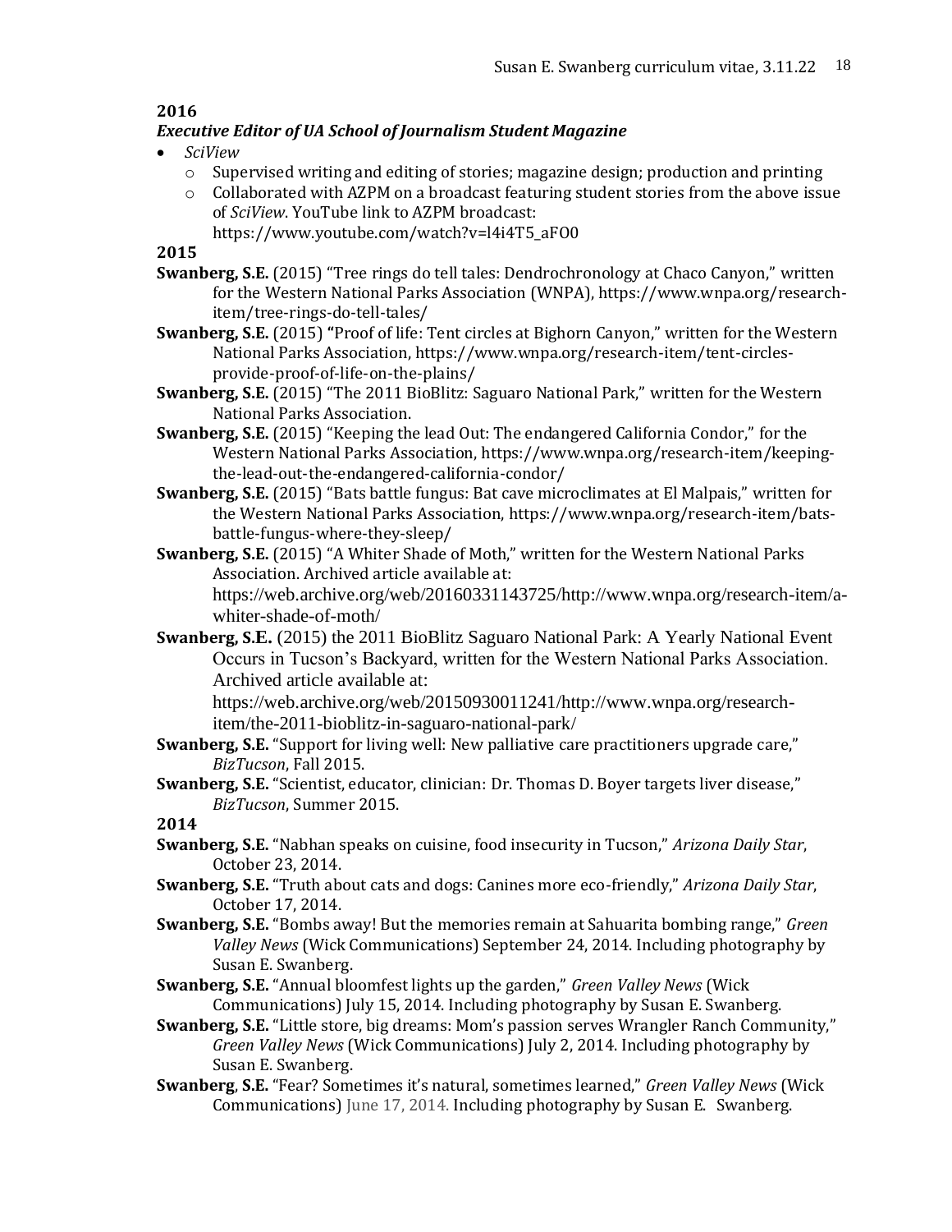**2016**

***Executive Editor of UA School of Journalism Student Magazine***

- *SciView*
  - Supervised writing and editing of stories; magazine design; production and printing
  - Collaborated with AZPM on a broadcast featuring student stories from the above issue of *SciView*. YouTube link to AZPM broadcast: https://www.youtube.com/watch?v=l4i4T5_aFO0

**2015**

**Swanberg, S.E.** (2015) "Tree rings do tell tales: Dendrochronology at Chaco Canyon," written for the Western National Parks Association (WNPA), https://www.wnpa.org/research-item/tree-rings-do-tell-tales/

**Swanberg, S.E.** (2015) **"**Proof of life: Tent circles at Bighorn Canyon," written for the Western National Parks Association, https://www.wnpa.org/research-item/tent-circles-provide-proof-of-life-on-the-plains/

**Swanberg, S.E.** (2015) "The 2011 BioBlitz: Saguaro National Park," written for the Western National Parks Association.

**Swanberg, S.E.** (2015) "Keeping the lead Out: The endangered California Condor," for the Western National Parks Association, https://www.wnpa.org/research-item/keeping-the-lead-out-the-endangered-california-condor/

**Swanberg, S.E.** (2015) "Bats battle fungus: Bat cave microclimates at El Malpais," written for the Western National Parks Association, https://www.wnpa.org/research-item/bats-battle-fungus-where-they-sleep/

**Swanberg, S.E.** (2015) "A Whiter Shade of Moth," written for the Western National Parks Association. Archived article available at: https://web.archive.org/web/20160331143725/http://www.wnpa.org/research-item/a-whiter-shade-of-moth/

**Swanberg, S.E.** (2015) the 2011 BioBlitz Saguaro National Park: A Yearly National Event Occurs in Tucson's Backyard, written for the Western National Parks Association. Archived article available at: https://web.archive.org/web/20150930011241/http://www.wnpa.org/research-item/the-2011-bioblitz-in-saguaro-national-park/

**Swanberg, S.E.** "Support for living well: New palliative care practitioners upgrade care," *BizTucson*, Fall 2015.

**Swanberg, S.E.** "Scientist, educator, clinician: Dr. Thomas D. Boyer targets liver disease," *BizTucson*, Summer 2015.

**2014**

**Swanberg, S.E.** "Nabhan speaks on cuisine, food insecurity in Tucson," *Arizona Daily Star*, October 23, 2014.

**Swanberg, S.E.** "Truth about cats and dogs: Canines more eco-friendly," *Arizona Daily Star*, October 17, 2014.

**Swanberg, S.E.** "Bombs away! But the memories remain at Sahuarita bombing range," *Green Valley News* (Wick Communications) September 24, 2014. Including photography by Susan E. Swanberg.

**Swanberg, S.E.** "Annual bloomfest lights up the garden," *Green Valley News* (Wick Communications) July 15, 2014. Including photography by Susan E. Swanberg.

**Swanberg, S.E.** "Little store, big dreams: Mom's passion serves Wrangler Ranch Community," *Green Valley News* (Wick Communications) July 2, 2014. Including photography by Susan E. Swanberg.

**Swanberg**, **S.E.** "Fear? Sometimes it's natural, sometimes learned," *Green Valley News* (Wick Communications) June 17, 2014. Including photography by Susan E. Swanberg.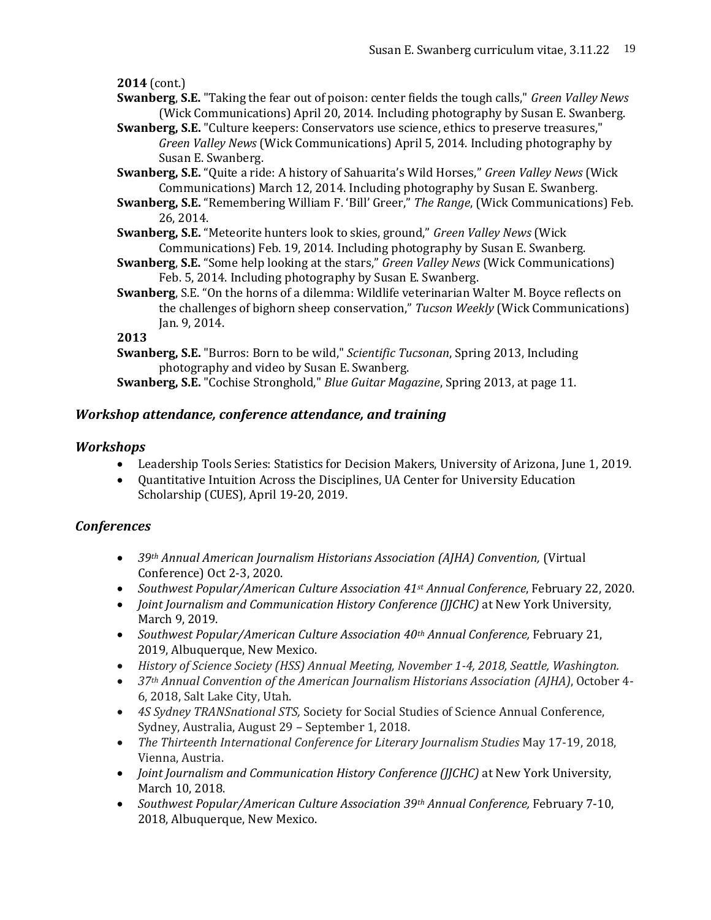**2014** (cont.)

**Swanberg**, **S.E.** "Taking the fear out of poison: center fields the tough calls," *Green Valley News* (Wick Communications) April 20, 2014. Including photography by Susan E. Swanberg.

**Swanberg, S.E.** "Culture keepers: Conservators use science, ethics to preserve treasures," *Green Valley News* (Wick Communications) April 5, 2014. Including photography by Susan E. Swanberg.

**Swanberg, S.E.** "Quite a ride: A history of Sahuarita's Wild Horses," *Green Valley News* (Wick Communications) March 12, 2014. Including photography by Susan E. Swanberg.

**Swanberg, S.E.** "Remembering William F. 'Bill' Greer," *The Range*, (Wick Communications) Feb. 26, 2014.

**Swanberg, S.E.** "Meteorite hunters look to skies, ground," *Green Valley News* (Wick Communications) Feb. 19, 2014. Including photography by Susan E. Swanberg.

**Swanberg**, **S.E.** "Some help looking at the stars," *Green Valley News* (Wick Communications) Feb. 5, 2014. Including photography by Susan E. Swanberg.

**Swanberg**, S.E. "On the horns of a dilemma: Wildlife veterinarian Walter M. Boyce reflects on the challenges of bighorn sheep conservation," *Tucson Weekly* (Wick Communications) Jan. 9, 2014.

**2013**

**Swanberg, S.E.** "Burros: Born to be wild," *Scientific Tucsonan*, Spring 2013, Including photography and video by Susan E. Swanberg.

**Swanberg, S.E.** "Cochise Stronghold," *Blue Guitar Magazine*, Spring 2013, at page 11.

## *Workshop attendance, conference attendance, and training*

## *Workshops*

- Leadership Tools Series: Statistics for Decision Makers, University of Arizona, June 1, 2019.
- Quantitative Intuition Across the Disciplines, UA Center for University Education Scholarship (CUES), April 19-20, 2019.

## *Conferences*

- *39th Annual American Journalism Historians Association (AJHA) Convention,* (Virtual Conference) Oct 2-3, 2020.
- *Southwest Popular/American Culture Association 41st Annual Conference*, February 22, 2020.
- *Joint Journalism and Communication History Conference (JJCHC)* at New York University, March 9, 2019.
- *Southwest Popular/American Culture Association 40th Annual Conference,* February 21, 2019, Albuquerque, New Mexico.
- *History of Science Society (HSS) Annual Meeting, November 1-4, 2018, Seattle, Washington.*
- *37th Annual Convention of the American Journalism Historians Association (AJHA)*, October 4-6, 2018, Salt Lake City, Utah.
- *4S Sydney TRANSnational STS,* Society for Social Studies of Science Annual Conference, Sydney, Australia, August 29 – September 1, 2018.
- *The Thirteenth International Conference for Literary Journalism Studies* May 17-19, 2018, Vienna, Austria.
- *Joint Journalism and Communication History Conference (JJCHC)* at New York University, March 10, 2018.
- *Southwest Popular/American Culture Association 39th Annual Conference,* February 7-10, 2018, Albuquerque, New Mexico.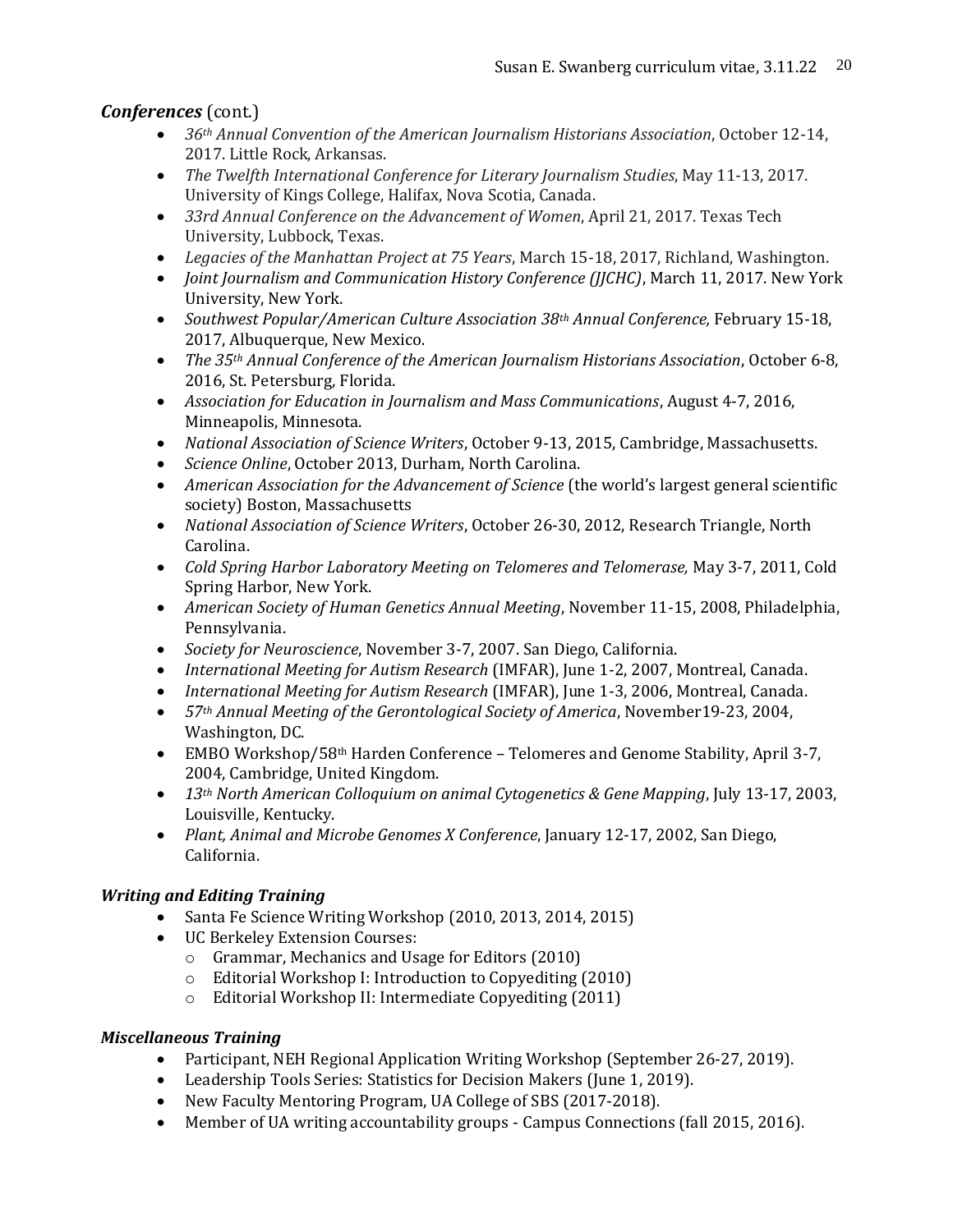### *Conferences* (cont.)

- *36th Annual Convention of the American Journalism Historians Association*, October 12-14, 2017. Little Rock, Arkansas.
- *The Twelfth International Conference for Literary Journalism Studies*, May 11-13, 2017. University of Kings College, Halifax, Nova Scotia, Canada.
- *33rd Annual Conference on the Advancement of Women*, April 21, 2017. Texas Tech University, Lubbock, Texas.
- *Legacies of the Manhattan Project at 75 Years*, March 15-18, 2017, Richland, Washington.
- *Joint Journalism and Communication History Conference (JJCHC)*, March 11, 2017. New York University, New York.
- *Southwest Popular/American Culture Association 38th Annual Conference,* February 15-18, 2017, Albuquerque, New Mexico.
- *The 35th Annual Conference of the American Journalism Historians Association*, October 6-8, 2016, St. Petersburg, Florida.
- *Association for Education in Journalism and Mass Communications*, August 4-7, 2016, Minneapolis, Minnesota.
- *National Association of Science Writers*, October 9-13, 2015, Cambridge, Massachusetts.
- *Science Online*, October 2013, Durham, North Carolina.
- *American Association for the Advancement of Science* (the world's largest general scientific society) Boston, Massachusetts
- *National Association of Science Writers*, October 26-30, 2012, Research Triangle, North Carolina.
- *Cold Spring Harbor Laboratory Meeting on Telomeres and Telomerase,* May 3-7, 2011, Cold Spring Harbor, New York.
- *American Society of Human Genetics Annual Meeting*, November 11-15, 2008, Philadelphia, Pennsylvania.
- *Society for Neuroscience*, November 3-7, 2007. San Diego, California.
- *International Meeting for Autism Research* (IMFAR), June 1-2, 2007, Montreal, Canada.
- *International Meeting for Autism Research* (IMFAR), June 1-3, 2006, Montreal, Canada.
- *57th Annual Meeting of the Gerontological Society of America*, November19-23, 2004, Washington, DC.
- EMBO Workshop/58th Harden Conference – Telomeres and Genome Stability, April 3-7, 2004, Cambridge, United Kingdom.
- *13th North American Colloquium on animal Cytogenetics & Gene Mapping*, July 13-17, 2003, Louisville, Kentucky.
- *Plant, Animal and Microbe Genomes X Conference*, January 12-17, 2002, San Diego, California.

### *Writing and Editing Training*

- Santa Fe Science Writing Workshop (2010, 2013, 2014, 2015)
- UC Berkeley Extension Courses:
  - Grammar, Mechanics and Usage for Editors (2010)
  - Editorial Workshop I: Introduction to Copyediting (2010)
  - Editorial Workshop II: Intermediate Copyediting (2011)

### *Miscellaneous Training*

- Participant, NEH Regional Application Writing Workshop (September 26-27, 2019).
- Leadership Tools Series: Statistics for Decision Makers (June 1, 2019).
- New Faculty Mentoring Program, UA College of SBS (2017-2018).
- Member of UA writing accountability groups - Campus Connections (fall 2015, 2016).